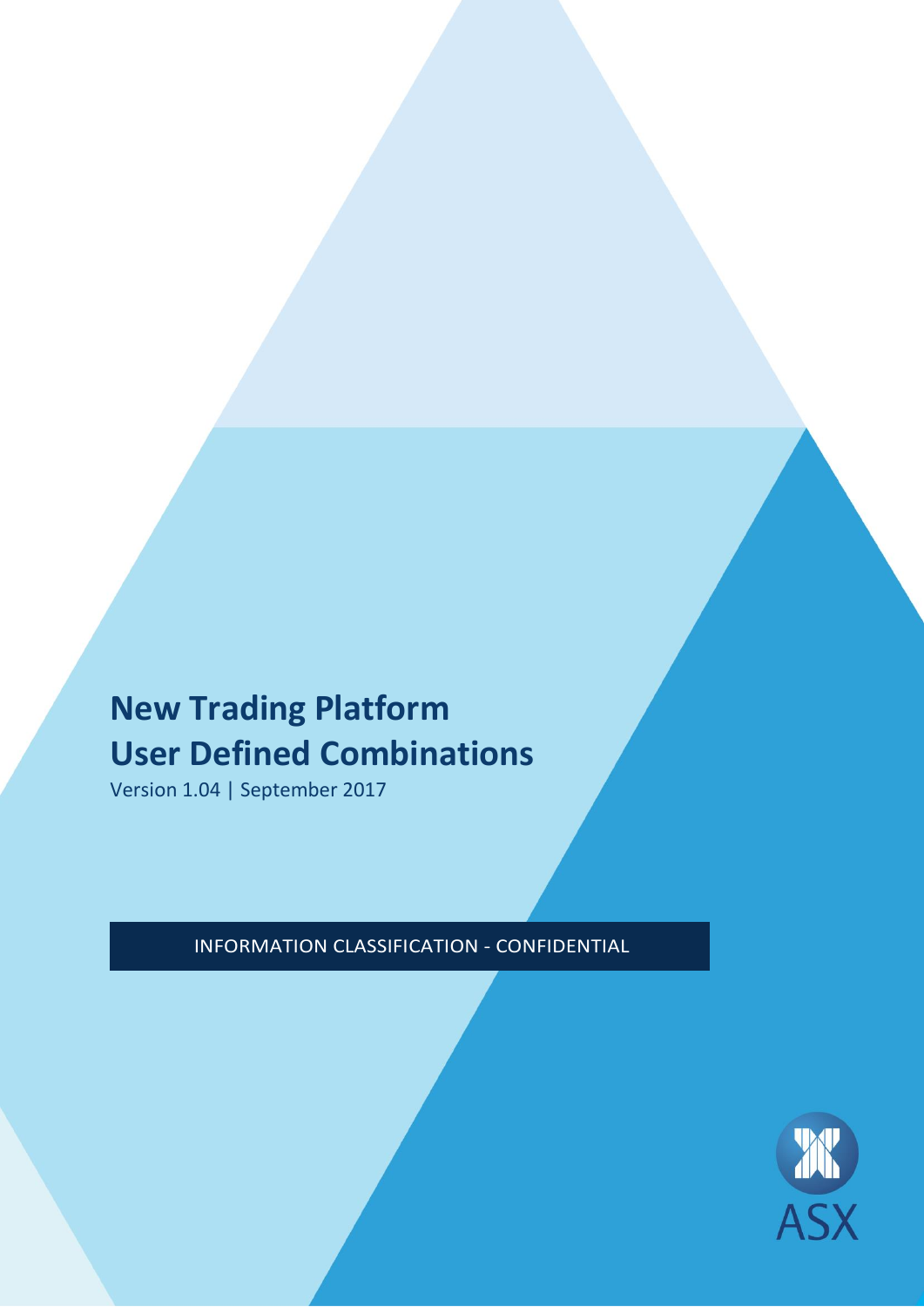# New Trading Platform
# User Defined Combinations

Version 1.04 | September 2017

INFORMATION CLASSIFICATION - CONFIDENTIAL

ASX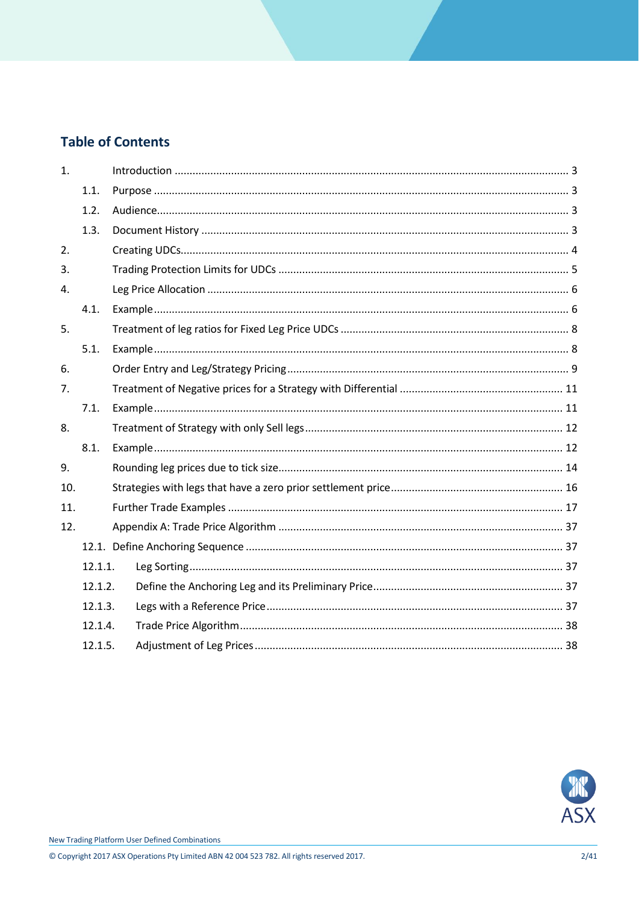## Table of Contents

| | | |
|---|---|---|
| 1. | Introduction | 3 |
| 1.1. | Purpose | 3 |
| 1.2. | Audience | 3 |
| 1.3. | Document History | 3 |
| 2. | Creating UDCs | 4 |
| 3. | Trading Protection Limits for UDCs | 5 |
| 4. | Leg Price Allocation | 6 |
| 4.1. | Example | 6 |
| 5. | Treatment of leg ratios for Fixed Leg Price UDCs | 8 |
| 5.1. | Example | 8 |
| 6. | Order Entry and Leg/Strategy Pricing | 9 |
| 7. | Treatment of Negative prices for a Strategy with Differential | 11 |
| 7.1. | Example | 11 |
| 8. | Treatment of Strategy with only Sell legs | 12 |
| 8.1. | Example | 12 |
| 9. | Rounding leg prices due to tick size | 14 |
| 10. | Strategies with legs that have a zero prior settlement price | 16 |
| 11. | Further Trade Examples | 17 |
| 12. | Appendix A: Trade Price Algorithm | 37 |
| 12.1. | Define Anchoring Sequence | 37 |
| 12.1.1. | Leg Sorting | 37 |
| 12.1.2. | Define the Anchoring Leg and its Preliminary Price | 37 |
| 12.1.3. | Legs with a Reference Price | 37 |
| 12.1.4. | Trade Price Algorithm | 38 |
| 12.1.5. | Adjustment of Leg Prices | 38 |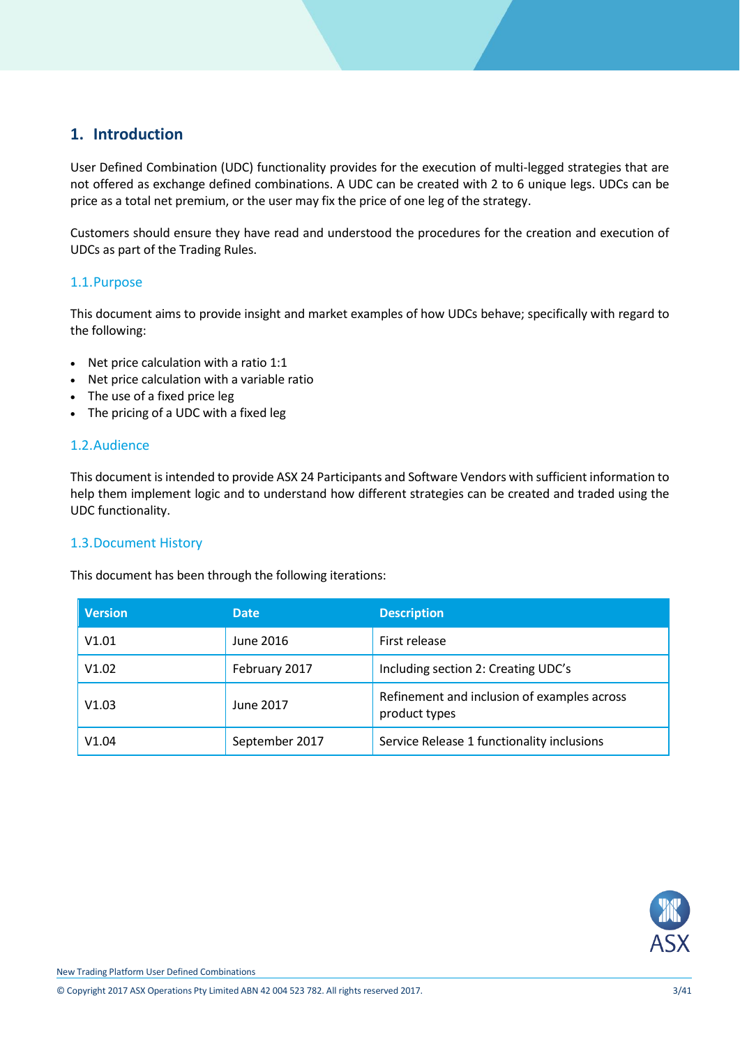# 1. Introduction

User Defined Combination (UDC) functionality provides for the execution of multi-legged strategies that are not offered as exchange defined combinations. A UDC can be created with 2 to 6 unique legs. UDCs can be price as a total net premium, or the user may fix the price of one leg of the strategy.

Customers should ensure they have read and understood the procedures for the creation and execution of UDCs as part of the Trading Rules.

## 1.1. Purpose

This document aims to provide insight and market examples of how UDCs behave; specifically with regard to the following:

- Net price calculation with a ratio 1:1
- Net price calculation with a variable ratio
- The use of a fixed price leg
- The pricing of a UDC with a fixed leg

## 1.2. Audience

This document is intended to provide ASX 24 Participants and Software Vendors with sufficient information to help them implement logic and to understand how different strategies can be created and traded using the UDC functionality.

## 1.3. Document History

This document has been through the following iterations:

| Version | Date | Description |
|---|---|---|
| V1.01 | June 2016 | First release |
| V1.02 | February 2017 | Including section 2: Creating UDC's |
| V1.03 | June 2017 | Refinement and inclusion of examples across product types |
| V1.04 | September 2017 | Service Release 1 functionality inclusions |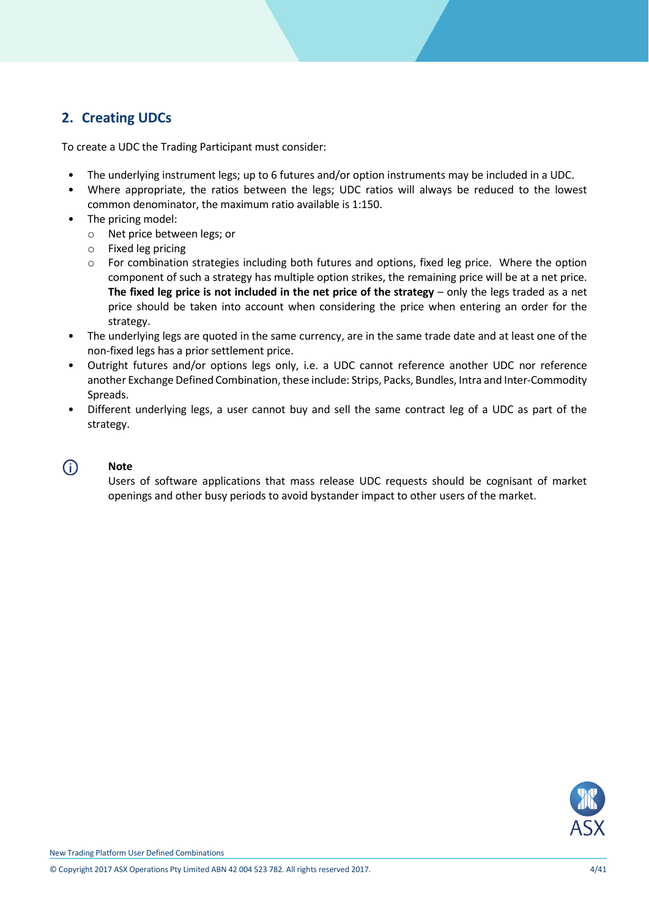## 2. Creating UDCs

To create a UDC the Trading Participant must consider:

- The underlying instrument legs; up to 6 futures and/or option instruments may be included in a UDC.
- Where appropriate, the ratios between the legs; UDC ratios will always be reduced to the lowest common denominator, the maximum ratio available is 1:150.
- The pricing model:
  - Net price between legs; or
  - Fixed leg pricing
  - For combination strategies including both futures and options, fixed leg price. Where the option component of such a strategy has multiple option strikes, the remaining price will be at a net price. **The fixed leg price is not included in the net price of the strategy** – only the legs traded as a net price should be taken into account when considering the price when entering an order for the strategy.
- The underlying legs are quoted in the same currency, are in the same trade date and at least one of the non-fixed legs has a prior settlement price.
- Outright futures and/or options legs only, i.e. a UDC cannot reference another UDC nor reference another Exchange Defined Combination, these include: Strips, Packs, Bundles, Intra and Inter-Commodity Spreads.
- Different underlying legs, a user cannot buy and sell the same contract leg of a UDC as part of the strategy.

> **Note**
> Users of software applications that mass release UDC requests should be cognisant of market openings and other busy periods to avoid bystander impact to other users of the market.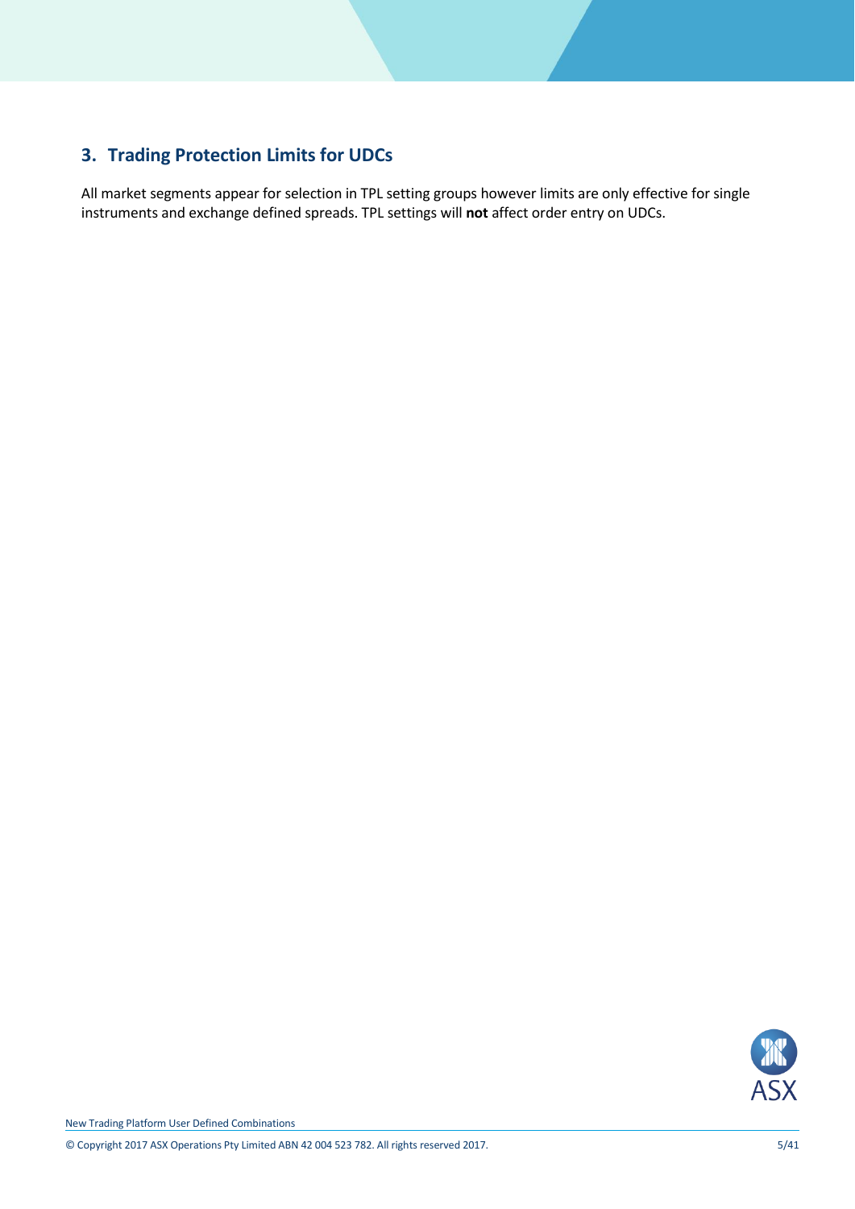## 3. Trading Protection Limits for UDCs

All market segments appear for selection in TPL setting groups however limits are only effective for single instruments and exchange defined spreads. TPL settings will **not** affect order entry on UDCs.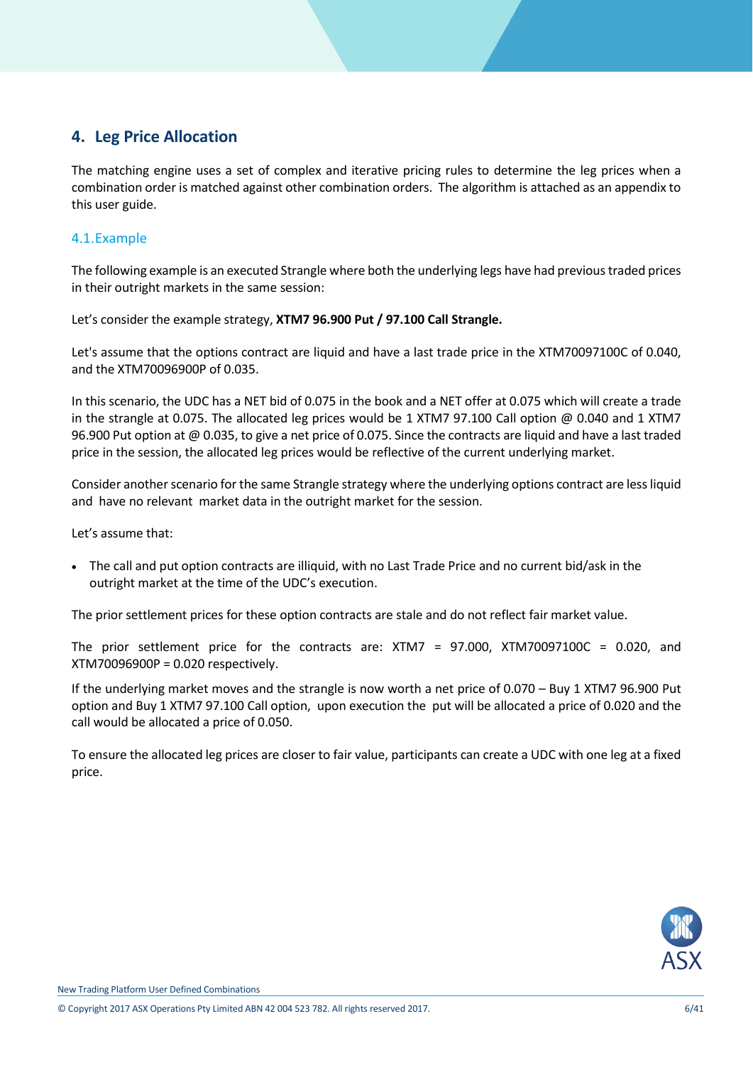## 4. Leg Price Allocation

The matching engine uses a set of complex and iterative pricing rules to determine the leg prices when a combination order is matched against other combination orders. The algorithm is attached as an appendix to this user guide.

### 4.1. Example

The following example is an executed Strangle where both the underlying legs have had previous traded prices in their outright markets in the same session:

Let's consider the example strategy, **XTM7 96.900 Put / 97.100 Call Strangle.**

Let's assume that the options contract are liquid and have a last trade price in the XTM70097100C of 0.040, and the XTM70096900P of 0.035.

In this scenario, the UDC has a NET bid of 0.075 in the book and a NET offer at 0.075 which will create a trade in the strangle at 0.075. The allocated leg prices would be 1 XTM7 97.100 Call option @ 0.040 and 1 XTM7 96.900 Put option at @ 0.035, to give a net price of 0.075. Since the contracts are liquid and have a last traded price in the session, the allocated leg prices would be reflective of the current underlying market.

Consider another scenario for the same Strangle strategy where the underlying options contract are less liquid and have no relevant market data in the outright market for the session.

Let's assume that:

- The call and put option contracts are illiquid, with no Last Trade Price and no current bid/ask in the outright market at the time of the UDC's execution.

The prior settlement prices for these option contracts are stale and do not reflect fair market value.

The prior settlement price for the contracts are: XTM7 = 97.000, XTM70097100C = 0.020, and XTM70096900P = 0.020 respectively.

If the underlying market moves and the strangle is now worth a net price of 0.070 – Buy 1 XTM7 96.900 Put option and Buy 1 XTM7 97.100 Call option, upon execution the put will be allocated a price of 0.020 and the call would be allocated a price of 0.050.

To ensure the allocated leg prices are closer to fair value, participants can create a UDC with one leg at a fixed price.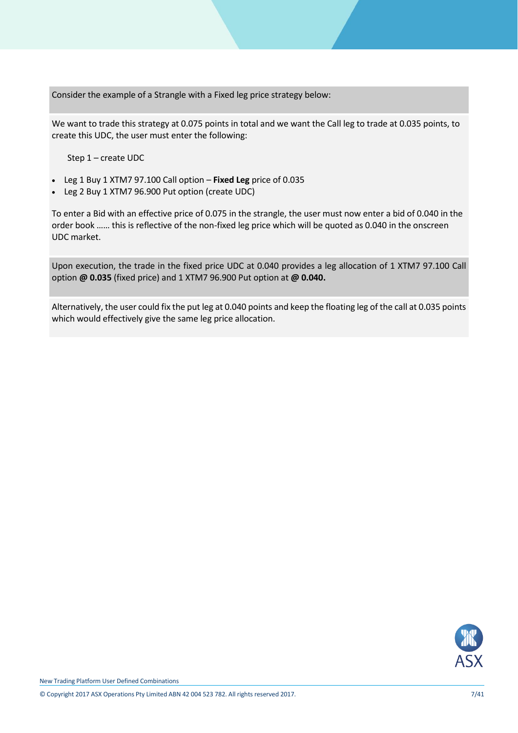Consider the example of a Strangle with a Fixed leg price strategy below:

We want to trade this strategy at 0.075 points in total and we want the Call leg to trade at 0.035 points, to create this UDC, the user must enter the following:

Step 1 – create UDC

- Leg 1 Buy 1 XTM7 97.100 Call option – **Fixed Leg** price of 0.035
- Leg 2 Buy 1 XTM7 96.900 Put option (create UDC)

To enter a Bid with an effective price of 0.075 in the strangle, the user must now enter a bid of 0.040 in the order book …… this is reflective of the non-fixed leg price which will be quoted as 0.040 in the onscreen UDC market.

Upon execution, the trade in the fixed price UDC at 0.040 provides a leg allocation of 1 XTM7 97.100 Call option **@ 0.035** (fixed price) and 1 XTM7 96.900 Put option at **@ 0.040.**

Alternatively, the user could fix the put leg at 0.040 points and keep the floating leg of the call at 0.035 points which would effectively give the same leg price allocation.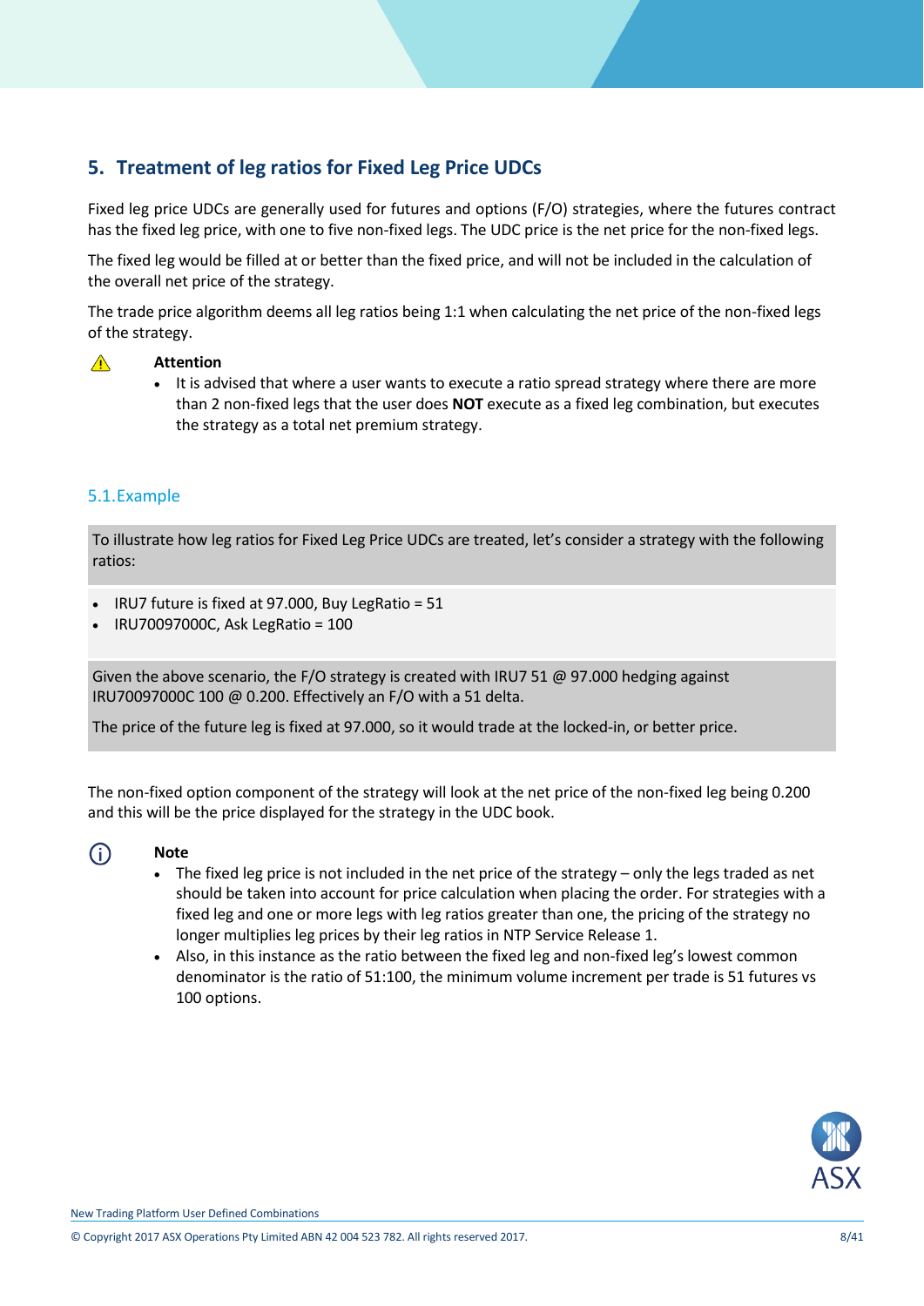## 5. Treatment of leg ratios for Fixed Leg Price UDCs

Fixed leg price UDCs are generally used for futures and options (F/O) strategies, where the futures contract has the fixed leg price, with one to five non-fixed legs. The UDC price is the net price for the non-fixed legs.

The fixed leg would be filled at or better than the fixed price, and will not be included in the calculation of the overall net price of the strategy.

The trade price algorithm deems all leg ratios being 1:1 when calculating the net price of the non-fixed legs of the strategy.

**Attention**

- It is advised that where a user wants to execute a ratio spread strategy where there are more than 2 non-fixed legs that the user does **NOT** execute as a fixed leg combination, but executes the strategy as a total net premium strategy.

### 5.1. Example

To illustrate how leg ratios for Fixed Leg Price UDCs are treated, let's consider a strategy with the following ratios:

- IRU7 future is fixed at 97.000, Buy LegRatio = 51
- IRU70097000C, Ask LegRatio = 100

Given the above scenario, the F/O strategy is created with IRU7 51 @ 97.000 hedging against IRU70097000C 100 @ 0.200. Effectively an F/O with a 51 delta.

The price of the future leg is fixed at 97.000, so it would trade at the locked-in, or better price.

The non-fixed option component of the strategy will look at the net price of the non-fixed leg being 0.200 and this will be the price displayed for the strategy in the UDC book.

**Note**

- The fixed leg price is not included in the net price of the strategy – only the legs traded as net should be taken into account for price calculation when placing the order. For strategies with a fixed leg and one or more legs with leg ratios greater than one, the pricing of the strategy no longer multiplies leg prices by their leg ratios in NTP Service Release 1.
- Also, in this instance as the ratio between the fixed leg and non-fixed leg's lowest common denominator is the ratio of 51:100, the minimum volume increment per trade is 51 futures vs 100 options.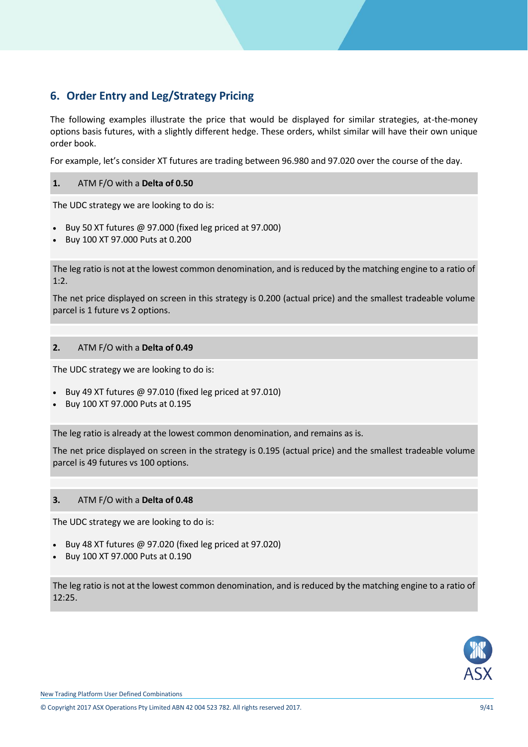## 6. Order Entry and Leg/Strategy Pricing

The following examples illustrate the price that would be displayed for similar strategies, at-the-money options basis futures, with a slightly different hedge. These orders, whilst similar will have their own unique order book.

For example, let's consider XT futures are trading between 96.980 and 97.020 over the course of the day.

**1.** ATM F/O with a **Delta of 0.50**

The UDC strategy we are looking to do is:

- Buy 50 XT futures @ 97.000 (fixed leg priced at 97.000)
- Buy 100 XT 97.000 Puts at 0.200

The leg ratio is not at the lowest common denomination, and is reduced by the matching engine to a ratio of 1:2.

The net price displayed on screen in this strategy is 0.200 (actual price) and the smallest tradeable volume parcel is 1 future vs 2 options.

**2.** ATM F/O with a **Delta of 0.49**

The UDC strategy we are looking to do is:

- Buy 49 XT futures @ 97.010 (fixed leg priced at 97.010)
- Buy 100 XT 97.000 Puts at 0.195

The leg ratio is already at the lowest common denomination, and remains as is.

The net price displayed on screen in the strategy is 0.195 (actual price) and the smallest tradeable volume parcel is 49 futures vs 100 options.

**3.** ATM F/O with a **Delta of 0.48**

The UDC strategy we are looking to do is:

- Buy 48 XT futures @ 97.020 (fixed leg priced at 97.020)
- Buy 100 XT 97.000 Puts at 0.190

The leg ratio is not at the lowest common denomination, and is reduced by the matching engine to a ratio of 12:25.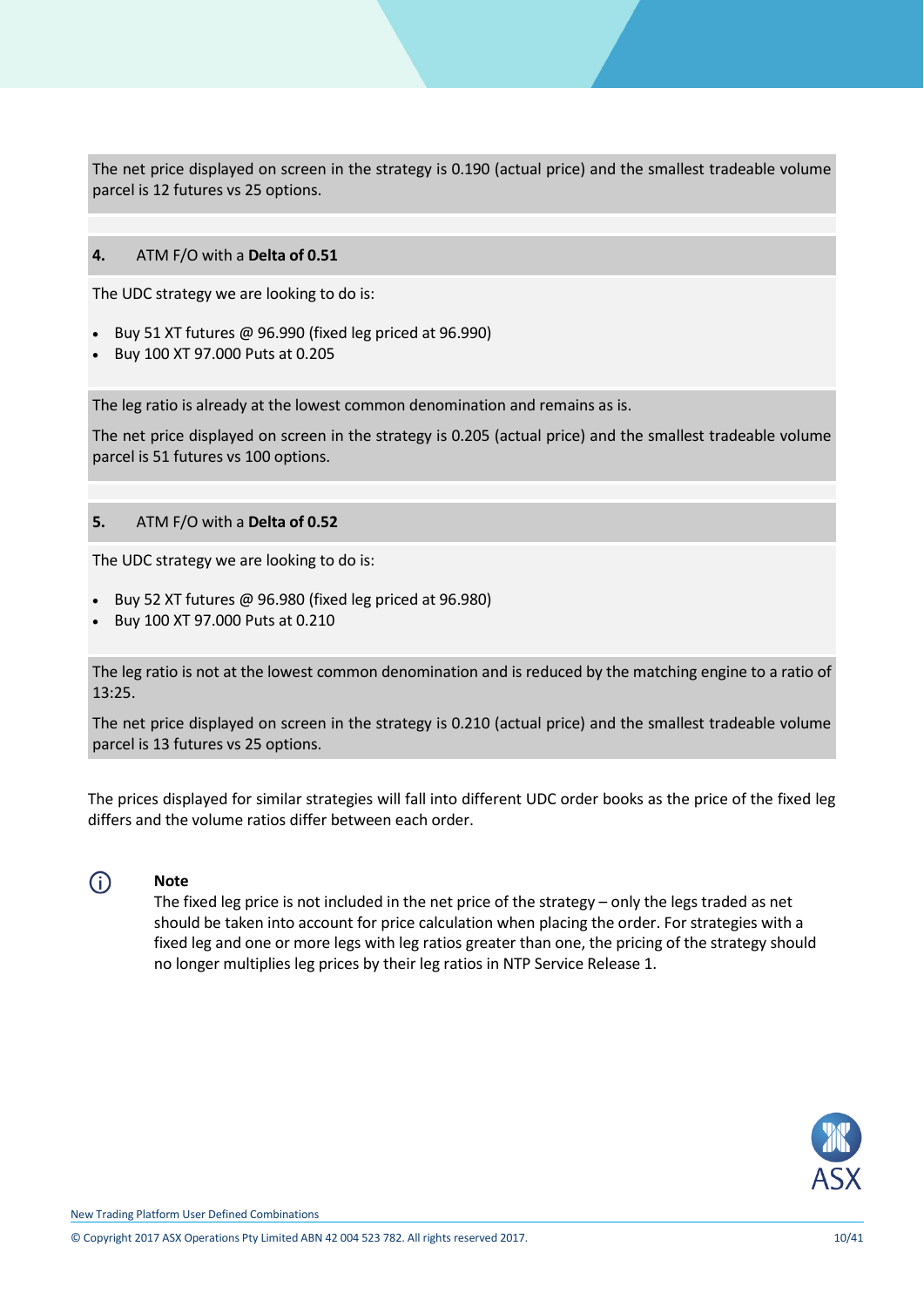The net price displayed on screen in the strategy is 0.190 (actual price) and the smallest tradeable volume parcel is 12 futures vs 25 options.

**4.** ATM F/O with a **Delta of 0.51**

The UDC strategy we are looking to do is:

- Buy 51 XT futures @ 96.990 (fixed leg priced at 96.990)
- Buy 100 XT 97.000 Puts at 0.205

The leg ratio is already at the lowest common denomination and remains as is.

The net price displayed on screen in the strategy is 0.205 (actual price) and the smallest tradeable volume parcel is 51 futures vs 100 options.

**5.** ATM F/O with a **Delta of 0.52**

The UDC strategy we are looking to do is:

- Buy 52 XT futures @ 96.980 (fixed leg priced at 96.980)
- Buy 100 XT 97.000 Puts at 0.210

The leg ratio is not at the lowest common denomination and is reduced by the matching engine to a ratio of 13:25.

The net price displayed on screen in the strategy is 0.210 (actual price) and the smallest tradeable volume parcel is 13 futures vs 25 options.

The prices displayed for similar strategies will fall into different UDC order books as the price of the fixed leg differs and the volume ratios differ between each order.

**Note**

The fixed leg price is not included in the net price of the strategy – only the legs traded as net should be taken into account for price calculation when placing the order. For strategies with a fixed leg and one or more legs with leg ratios greater than one, the pricing of the strategy should no longer multiplies leg prices by their leg ratios in NTP Service Release 1.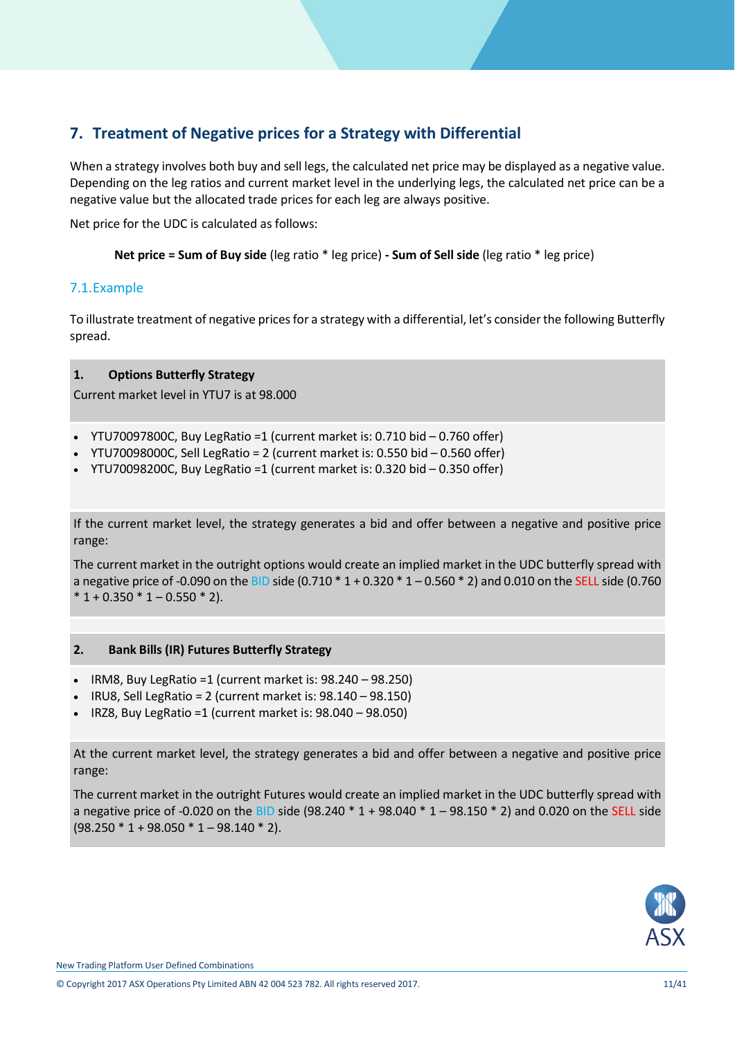## 7. Treatment of Negative prices for a Strategy with Differential

When a strategy involves both buy and sell legs, the calculated net price may be displayed as a negative value. Depending on the leg ratios and current market level in the underlying legs, the calculated net price can be a negative value but the allocated trade prices for each leg are always positive.

Net price for the UDC is calculated as follows:

**Net price = Sum of Buy side** (leg ratio * leg price) **- Sum of Sell side** (leg ratio * leg price)

### 7.1. Example

To illustrate treatment of negative prices for a strategy with a differential, let's consider the following Butterfly spread.

**1. Options Butterfly Strategy**

Current market level in YTU7 is at 98.000

- YTU70097800C, Buy LegRatio =1 (current market is: 0.710 bid – 0.760 offer)
- YTU70098000C, Sell LegRatio = 2 (current market is: 0.550 bid – 0.560 offer)
- YTU70098200C, Buy LegRatio =1 (current market is: 0.320 bid – 0.350 offer)

If the current market level, the strategy generates a bid and offer between a negative and positive price range:

The current market in the outright options would create an implied market in the UDC butterfly spread with a negative price of -0.090 on the BID side (0.710 * 1 + 0.320 * 1 – 0.560 * 2) and 0.010 on the SELL side (0.760 * 1 + 0.350 * 1 – 0.550 * 2).

**2. Bank Bills (IR) Futures Butterfly Strategy**

- IRM8, Buy LegRatio =1 (current market is: 98.240 – 98.250)
- IRU8, Sell LegRatio = 2 (current market is: 98.140 – 98.150)
- IRZ8, Buy LegRatio =1 (current market is: 98.040 – 98.050)

At the current market level, the strategy generates a bid and offer between a negative and positive price range:

The current market in the outright Futures would create an implied market in the UDC butterfly spread with a negative price of -0.020 on the BID side (98.240 * 1 + 98.040 * 1 – 98.150 * 2) and 0.020 on the SELL side (98.250 * 1 + 98.050 * 1 – 98.140 * 2).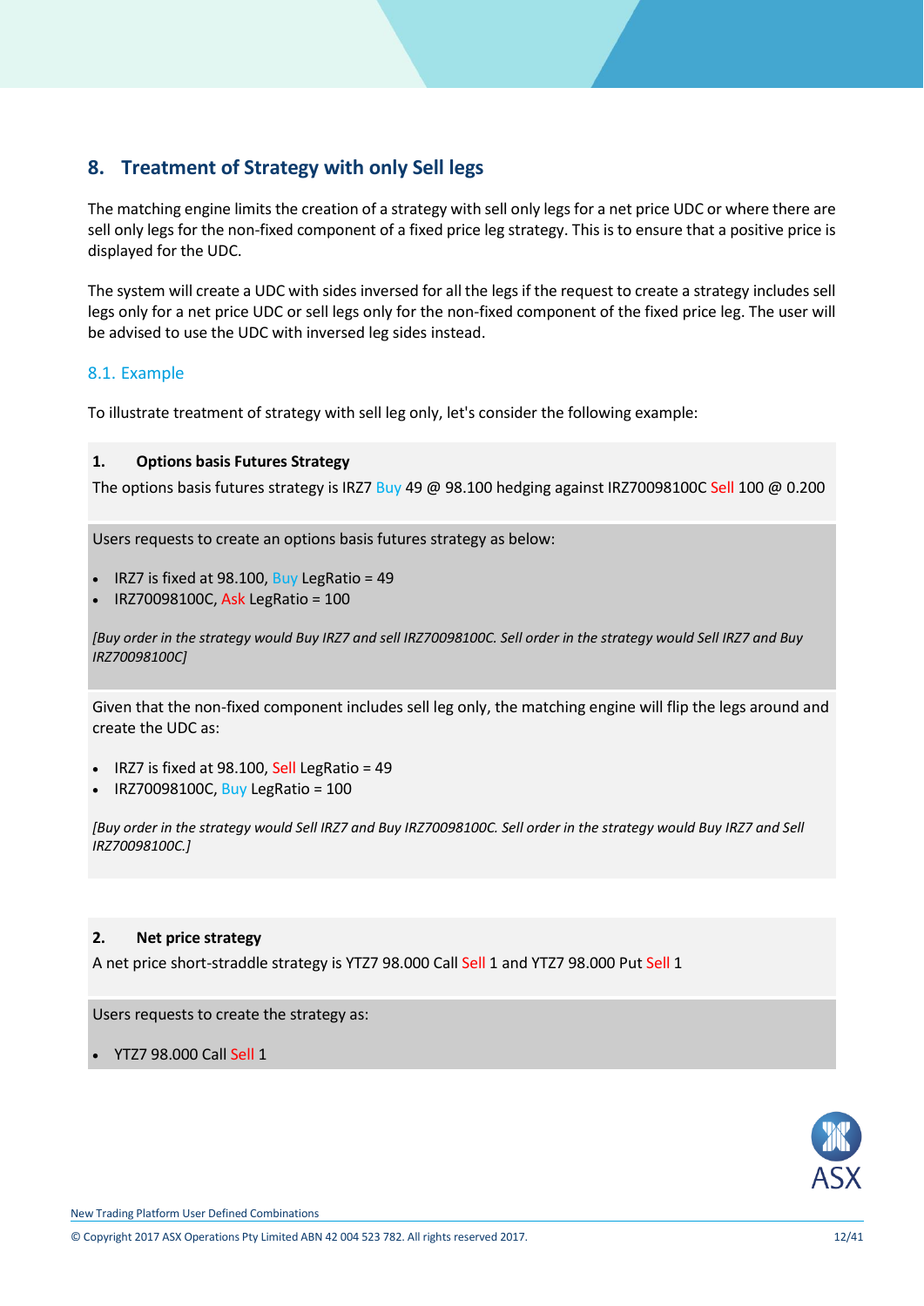## 8. Treatment of Strategy with only Sell legs

The matching engine limits the creation of a strategy with sell only legs for a net price UDC or where there are sell only legs for the non-fixed component of a fixed price leg strategy. This is to ensure that a positive price is displayed for the UDC.

The system will create a UDC with sides inversed for all the legs if the request to create a strategy includes sell legs only for a net price UDC or sell legs only for the non-fixed component of the fixed price leg. The user will be advised to use the UDC with inversed leg sides instead.

### 8.1. Example

To illustrate treatment of strategy with sell leg only, let's consider the following example:

**1. Options basis Futures Strategy**

The options basis futures strategy is IRZ7 Buy 49 @ 98.100 hedging against IRZ70098100C Sell 100 @ 0.200

Users requests to create an options basis futures strategy as below:

- IRZ7 is fixed at 98.100, Buy LegRatio = 49
- IRZ70098100C, Ask LegRatio = 100

*[Buy order in the strategy would Buy IRZ7 and sell IRZ70098100C. Sell order in the strategy would Sell IRZ7 and Buy IRZ70098100C]*

Given that the non-fixed component includes sell leg only, the matching engine will flip the legs around and create the UDC as:

- IRZ7 is fixed at 98.100, Sell LegRatio = 49
- IRZ70098100C, Buy LegRatio = 100

*[Buy order in the strategy would Sell IRZ7 and Buy IRZ70098100C. Sell order in the strategy would Buy IRZ7 and Sell IRZ70098100C.]*

**2. Net price strategy**

A net price short-straddle strategy is YTZ7 98.000 Call Sell 1 and YTZ7 98.000 Put Sell 1

Users requests to create the strategy as:

- YTZ7 98.000 Call Sell 1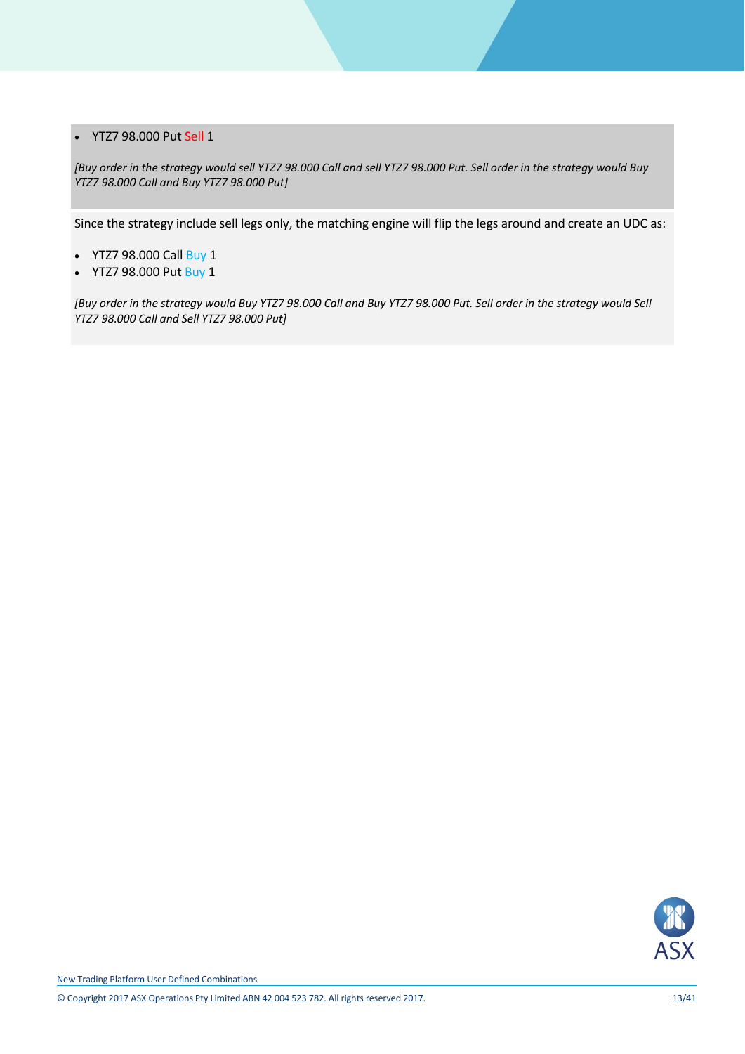- YTZ7 98.000 Put Sell 1

*[Buy order in the strategy would sell YTZ7 98.000 Call and sell YTZ7 98.000 Put. Sell order in the strategy would Buy YTZ7 98.000 Call and Buy YTZ7 98.000 Put]*

Since the strategy include sell legs only, the matching engine will flip the legs around and create an UDC as:

- YTZ7 98.000 Call Buy 1
- YTZ7 98.000 Put Buy 1

*[Buy order in the strategy would Buy YTZ7 98.000 Call and Buy YTZ7 98.000 Put. Sell order in the strategy would Sell YTZ7 98.000 Call and Sell YTZ7 98.000 Put]*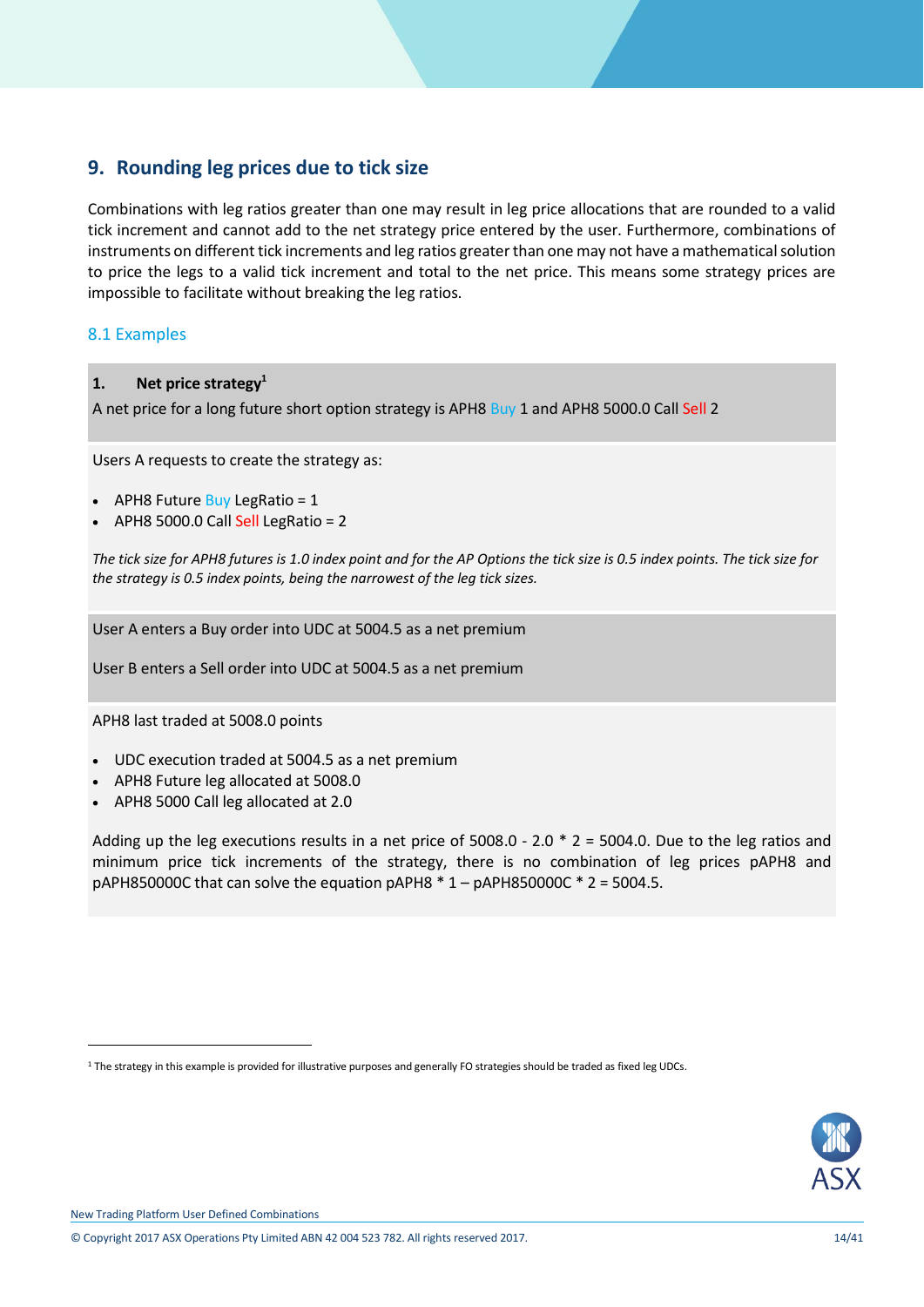## 9. Rounding leg prices due to tick size

Combinations with leg ratios greater than one may result in leg price allocations that are rounded to a valid tick increment and cannot add to the net strategy price entered by the user. Furthermore, combinations of instruments on different tick increments and leg ratios greater than one may not have a mathematical solution to price the legs to a valid tick increment and total to the net price. This means some strategy prices are impossible to facilitate without breaking the leg ratios.

### 8.1 Examples

**1. Net price strategy**[1]

A net price for a long future short option strategy is APH8 Buy 1 and APH8 5000.0 Call Sell 2

Users A requests to create the strategy as:

- APH8 Future Buy LegRatio = 1
- APH8 5000.0 Call Sell LegRatio = 2

*The tick size for APH8 futures is 1.0 index point and for the AP Options the tick size is 0.5 index points. The tick size for the strategy is 0.5 index points, being the narrowest of the leg tick sizes.*

User A enters a Buy order into UDC at 5004.5 as a net premium

User B enters a Sell order into UDC at 5004.5 as a net premium

APH8 last traded at 5008.0 points

- UDC execution traded at 5004.5 as a net premium
- APH8 Future leg allocated at 5008.0
- APH8 5000 Call leg allocated at 2.0

Adding up the leg executions results in a net price of 5008.0 - 2.0 * 2 = 5004.0. Due to the leg ratios and minimum price tick increments of the strategy, there is no combination of leg prices pAPH8 and pAPH850000C that can solve the equation pAPH8 * 1 – pAPH850000C * 2 = 5004.5.

[1] The strategy in this example is provided for illustrative purposes and generally FO strategies should be traded as fixed leg UDCs.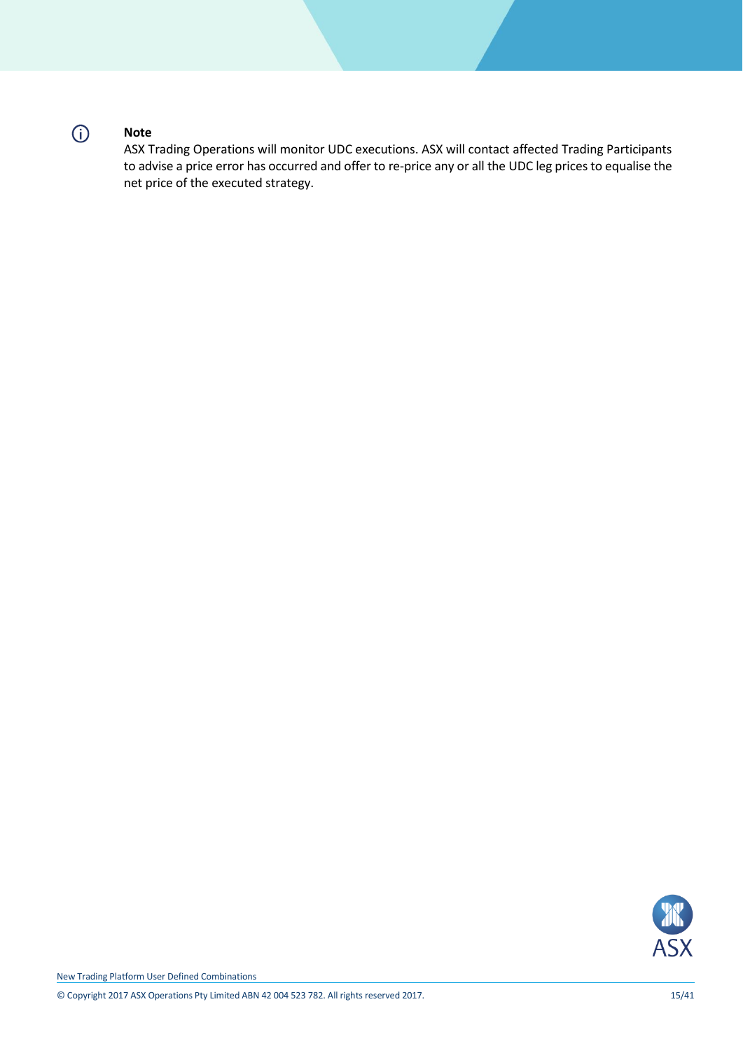**Note**

ASX Trading Operations will monitor UDC executions. ASX will contact affected Trading Participants to advise a price error has occurred and offer to re-price any or all the UDC leg prices to equalise the net price of the executed strategy.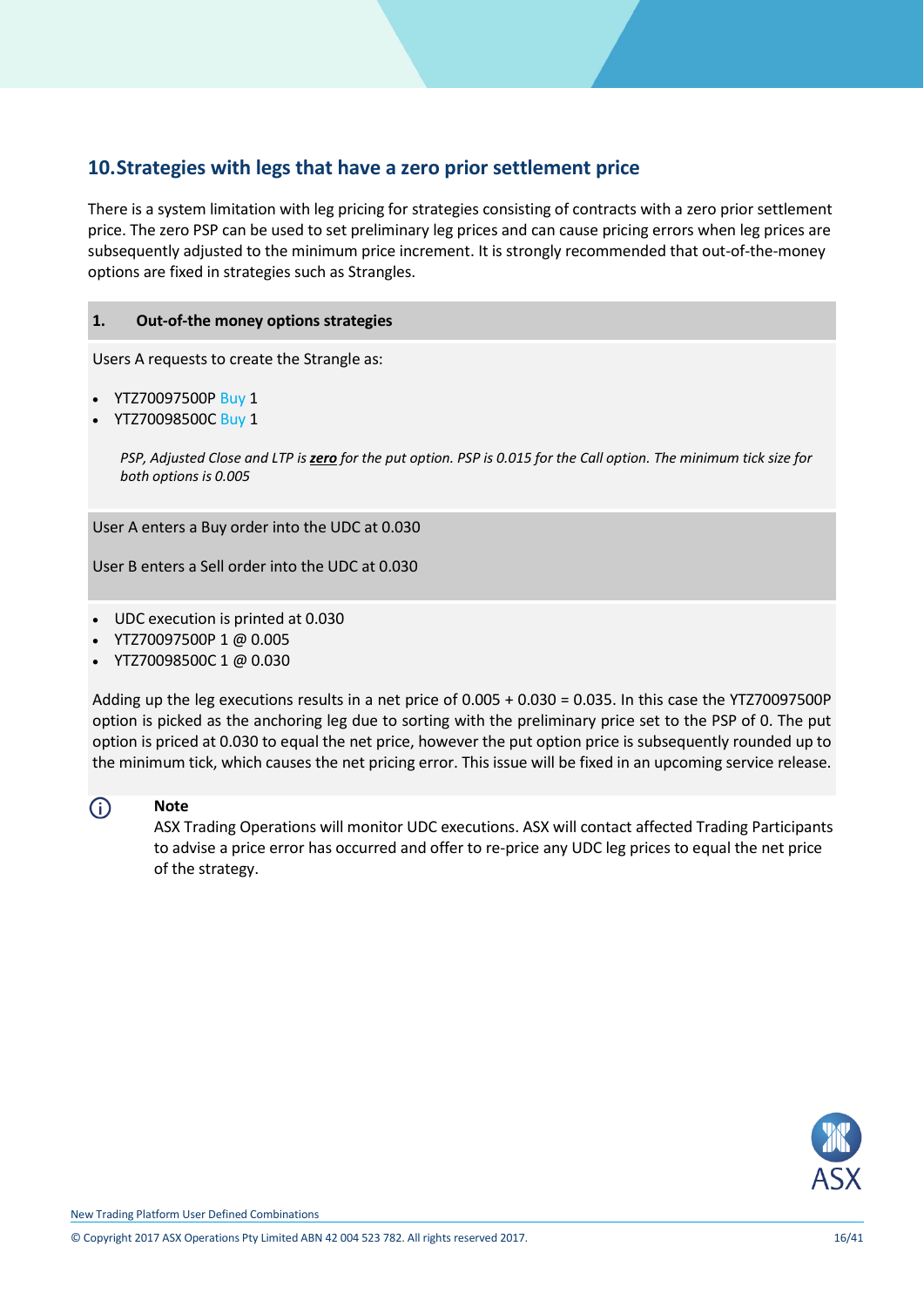## 10. Strategies with legs that have a zero prior settlement price

There is a system limitation with leg pricing for strategies consisting of contracts with a zero prior settlement price. The zero PSP can be used to set preliminary leg prices and can cause pricing errors when leg prices are subsequently adjusted to the minimum price increment. It is strongly recommended that out-of-the-money options are fixed in strategies such as Strangles.

**1. Out-of-the money options strategies**

Users A requests to create the Strangle as:

- YTZ70097500P Buy 1
- YTZ70098500C Buy 1

*PSP, Adjusted Close and LTP is* ***zero*** *for the put option. PSP is 0.015 for the Call option. The minimum tick size for both options is 0.005*

User A enters a Buy order into the UDC at 0.030

User B enters a Sell order into the UDC at 0.030

- UDC execution is printed at 0.030
- YTZ70097500P 1 @ 0.005
- YTZ70098500C 1 @ 0.030

Adding up the leg executions results in a net price of 0.005 + 0.030 = 0.035. In this case the YTZ70097500P option is picked as the anchoring leg due to sorting with the preliminary price set to the PSP of 0. The put option is priced at 0.030 to equal the net price, however the put option price is subsequently rounded up to the minimum tick, which causes the net pricing error. This issue will be fixed in an upcoming service release.

**Note**

ASX Trading Operations will monitor UDC executions. ASX will contact affected Trading Participants to advise a price error has occurred and offer to re-price any UDC leg prices to equal the net price of the strategy.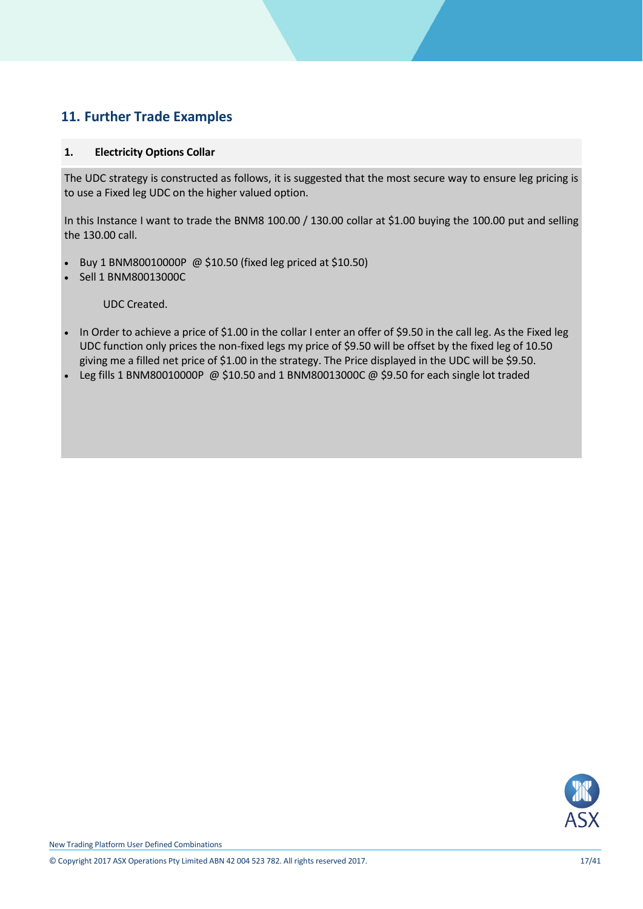## 11. Further Trade Examples

### 1. Electricity Options Collar

The UDC strategy is constructed as follows, it is suggested that the most secure way to ensure leg pricing is to use a Fixed leg UDC on the higher valued option.

In this Instance I want to trade the BNM8 100.00 / 130.00 collar at $1.00 buying the 100.00 put and selling the 130.00 call.

- Buy 1 BNM80010000P @ $10.50 (fixed leg priced at $10.50)
- Sell 1 BNM80013000C

UDC Created.

- In Order to achieve a price of $1.00 in the collar I enter an offer of $9.50 in the call leg. As the Fixed leg UDC function only prices the non-fixed legs my price of $9.50 will be offset by the fixed leg of 10.50 giving me a filled net price of $1.00 in the strategy. The Price displayed in the UDC will be $9.50.
- Leg fills 1 BNM80010000P @ $10.50 and 1 BNM80013000C @ $9.50 for each single lot traded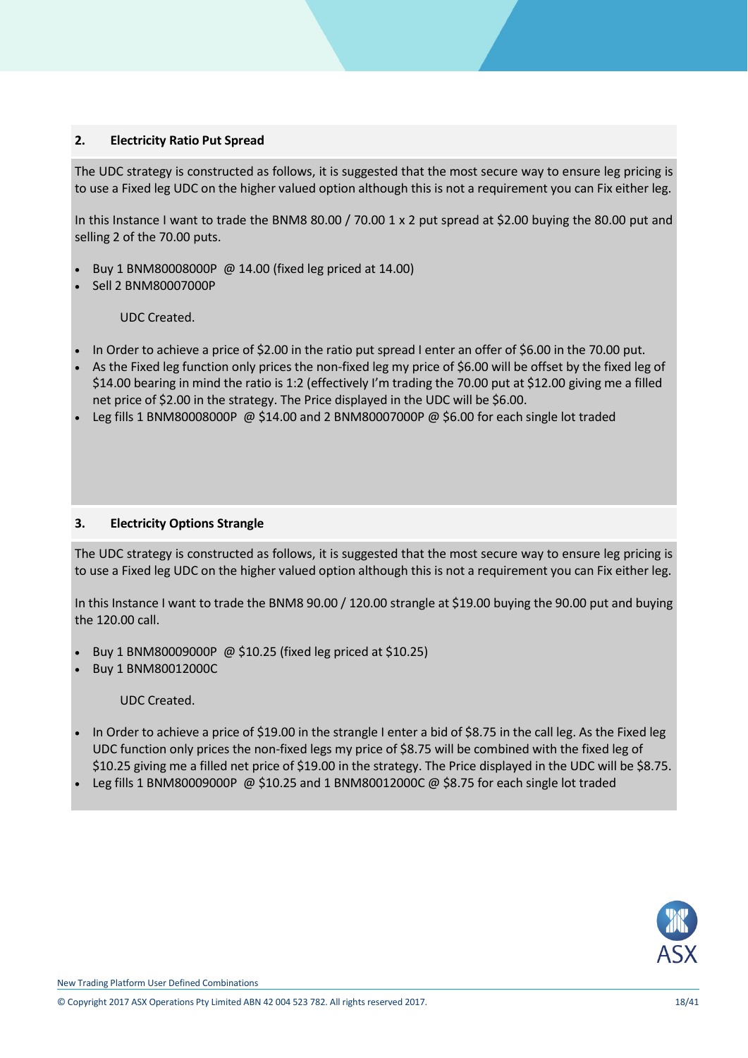## 2. Electricity Ratio Put Spread

The UDC strategy is constructed as follows, it is suggested that the most secure way to ensure leg pricing is to use a Fixed leg UDC on the higher valued option although this is not a requirement you can Fix either leg.

In this Instance I want to trade the BNM8 80.00 / 70.00 1 x 2 put spread at $2.00 buying the 80.00 put and selling 2 of the 70.00 puts.

- Buy 1 BNM80008000P @ 14.00 (fixed leg priced at 14.00)
- Sell 2 BNM80007000P

UDC Created.

- In Order to achieve a price of $2.00 in the ratio put spread I enter an offer of $6.00 in the 70.00 put.
- As the Fixed leg function only prices the non-fixed leg my price of $6.00 will be offset by the fixed leg of $14.00 bearing in mind the ratio is 1:2 (effectively I'm trading the 70.00 put at $12.00 giving me a filled net price of $2.00 in the strategy. The Price displayed in the UDC will be $6.00.
- Leg fills 1 BNM80008000P @ $14.00 and 2 BNM80007000P @ $6.00 for each single lot traded

## 3. Electricity Options Strangle

The UDC strategy is constructed as follows, it is suggested that the most secure way to ensure leg pricing is to use a Fixed leg UDC on the higher valued option although this is not a requirement you can Fix either leg.

In this Instance I want to trade the BNM8 90.00 / 120.00 strangle at $19.00 buying the 90.00 put and buying the 120.00 call.

- Buy 1 BNM80009000P @ $10.25 (fixed leg priced at $10.25)
- Buy 1 BNM80012000C

UDC Created.

- In Order to achieve a price of $19.00 in the strangle I enter a bid of $8.75 in the call leg. As the Fixed leg UDC function only prices the non-fixed legs my price of $8.75 will be combined with the fixed leg of $10.25 giving me a filled net price of $19.00 in the strategy. The Price displayed in the UDC will be $8.75.
- Leg fills 1 BNM80009000P @ $10.25 and 1 BNM80012000C @ $8.75 for each single lot traded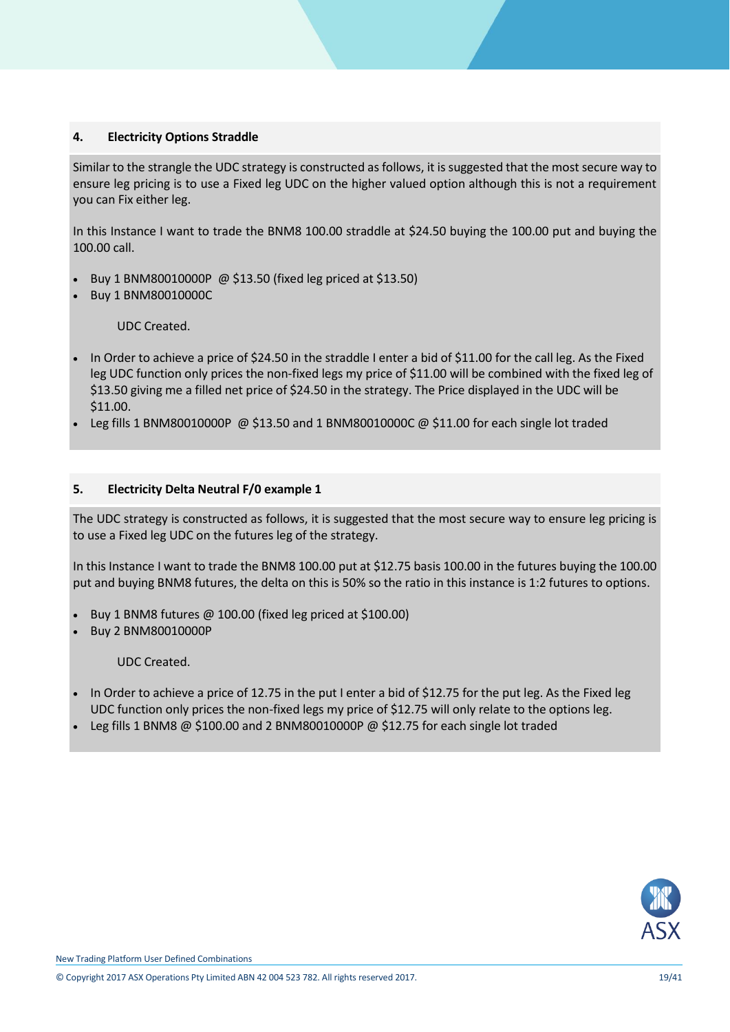## 4. Electricity Options Straddle

Similar to the strangle the UDC strategy is constructed as follows, it is suggested that the most secure way to ensure leg pricing is to use a Fixed leg UDC on the higher valued option although this is not a requirement you can Fix either leg.

In this Instance I want to trade the BNM8 100.00 straddle at $24.50 buying the 100.00 put and buying the 100.00 call.

- Buy 1 BNM80010000P @ $13.50 (fixed leg priced at $13.50)
- Buy 1 BNM80010000C

  UDC Created.

- In Order to achieve a price of $24.50 in the straddle I enter a bid of $11.00 for the call leg. As the Fixed leg UDC function only prices the non-fixed legs my price of $11.00 will be combined with the fixed leg of $13.50 giving me a filled net price of $24.50 in the strategy. The Price displayed in the UDC will be $11.00.
- Leg fills 1 BNM80010000P @ $13.50 and 1 BNM80010000C @ $11.00 for each single lot traded

## 5. Electricity Delta Neutral F/0 example 1

The UDC strategy is constructed as follows, it is suggested that the most secure way to ensure leg pricing is to use a Fixed leg UDC on the futures leg of the strategy.

In this Instance I want to trade the BNM8 100.00 put at $12.75 basis 100.00 in the futures buying the 100.00 put and buying BNM8 futures, the delta on this is 50% so the ratio in this instance is 1:2 futures to options.

- Buy 1 BNM8 futures @ 100.00 (fixed leg priced at $100.00)
- Buy 2 BNM80010000P

  UDC Created.

- In Order to achieve a price of 12.75 in the put I enter a bid of $12.75 for the put leg. As the Fixed leg UDC function only prices the non-fixed legs my price of $12.75 will only relate to the options leg.
- Leg fills 1 BNM8 @ $100.00 and 2 BNM80010000P @ $12.75 for each single lot traded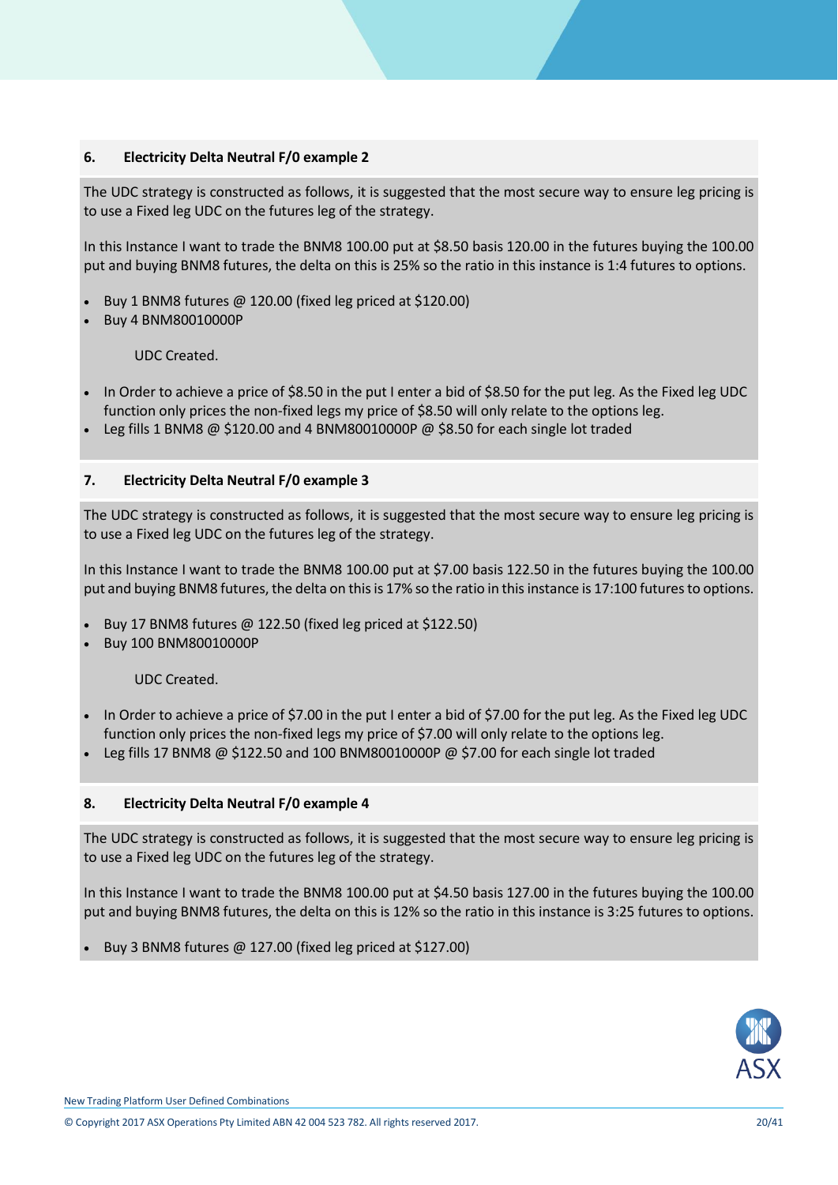## 6. Electricity Delta Neutral F/0 example 2

The UDC strategy is constructed as follows, it is suggested that the most secure way to ensure leg pricing is to use a Fixed leg UDC on the futures leg of the strategy.

In this Instance I want to trade the BNM8 100.00 put at $8.50 basis 120.00 in the futures buying the 100.00 put and buying BNM8 futures, the delta on this is 25% so the ratio in this instance is 1:4 futures to options.

- Buy 1 BNM8 futures @ 120.00 (fixed leg priced at $120.00)
- Buy 4 BNM80010000P

UDC Created.

- In Order to achieve a price of $8.50 in the put I enter a bid of $8.50 for the put leg. As the Fixed leg UDC function only prices the non-fixed legs my price of $8.50 will only relate to the options leg.
- Leg fills 1 BNM8 @ $120.00 and 4 BNM80010000P @ $8.50 for each single lot traded

## 7. Electricity Delta Neutral F/0 example 3

The UDC strategy is constructed as follows, it is suggested that the most secure way to ensure leg pricing is to use a Fixed leg UDC on the futures leg of the strategy.

In this Instance I want to trade the BNM8 100.00 put at $7.00 basis 122.50 in the futures buying the 100.00 put and buying BNM8 futures, the delta on this is 17% so the ratio in this instance is 17:100 futures to options.

- Buy 17 BNM8 futures @ 122.50 (fixed leg priced at $122.50)
- Buy 100 BNM80010000P

UDC Created.

- In Order to achieve a price of $7.00 in the put I enter a bid of $7.00 for the put leg. As the Fixed leg UDC function only prices the non-fixed legs my price of $7.00 will only relate to the options leg.
- Leg fills 17 BNM8 @ $122.50 and 100 BNM80010000P @ $7.00 for each single lot traded

## 8. Electricity Delta Neutral F/0 example 4

The UDC strategy is constructed as follows, it is suggested that the most secure way to ensure leg pricing is to use a Fixed leg UDC on the futures leg of the strategy.

In this Instance I want to trade the BNM8 100.00 put at $4.50 basis 127.00 in the futures buying the 100.00 put and buying BNM8 futures, the delta on this is 12% so the ratio in this instance is 3:25 futures to options.

- Buy 3 BNM8 futures @ 127.00 (fixed leg priced at $127.00)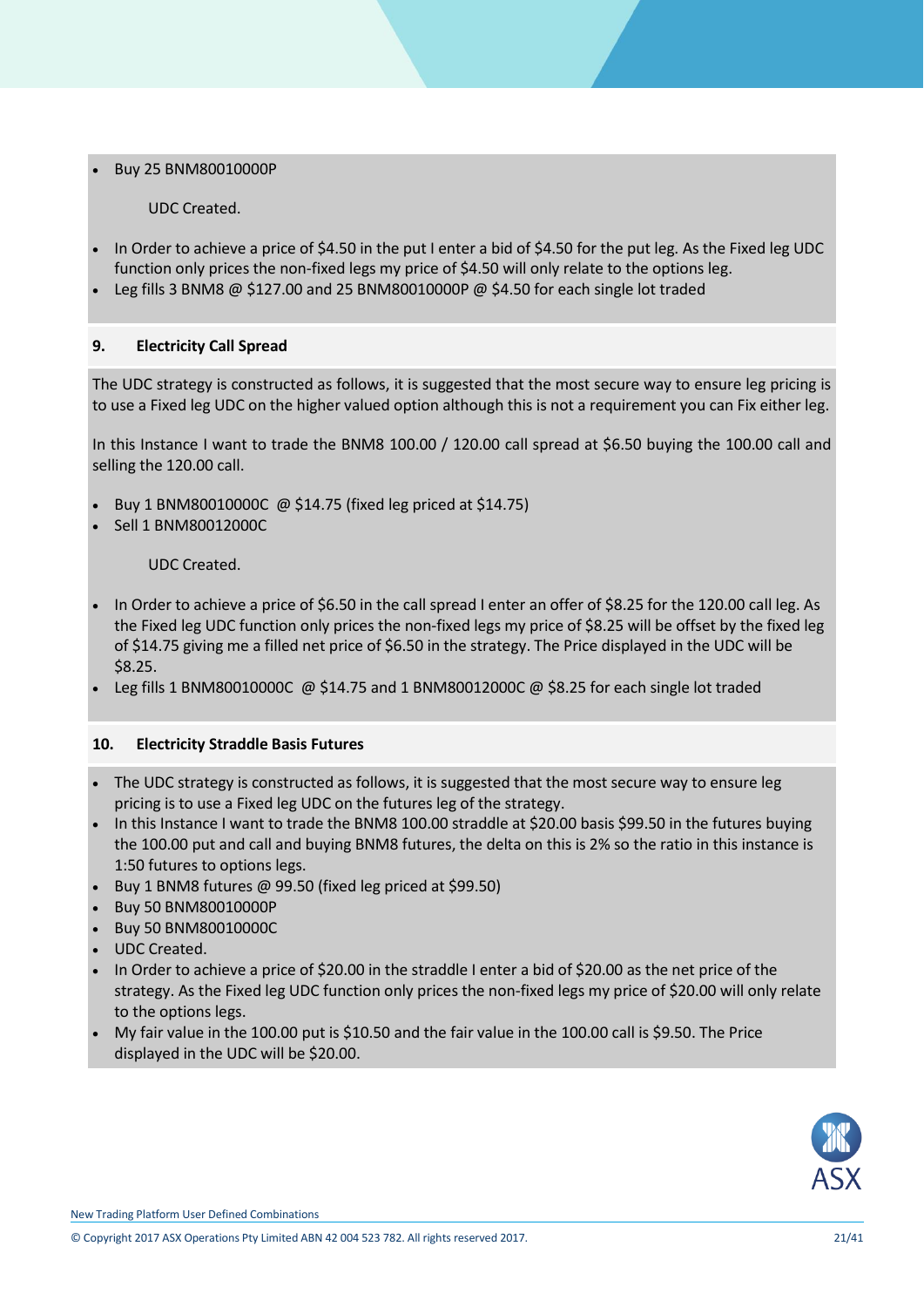- Buy 25 BNM80010000P

  UDC Created.

- In Order to achieve a price of $4.50 in the put I enter a bid of $4.50 for the put leg. As the Fixed leg UDC function only prices the non-fixed legs my price of $4.50 will only relate to the options leg.
- Leg fills 3 BNM8 @ $127.00 and 25 BNM80010000P @ $4.50 for each single lot traded

## 9. Electricity Call Spread

The UDC strategy is constructed as follows, it is suggested that the most secure way to ensure leg pricing is to use a Fixed leg UDC on the higher valued option although this is not a requirement you can Fix either leg.

In this Instance I want to trade the BNM8 100.00 / 120.00 call spread at $6.50 buying the 100.00 call and selling the 120.00 call.

- Buy 1 BNM80010000C @ $14.75 (fixed leg priced at $14.75)
- Sell 1 BNM80012000C

  UDC Created.

- In Order to achieve a price of $6.50 in the call spread I enter an offer of $8.25 for the 120.00 call leg. As the Fixed leg UDC function only prices the non-fixed legs my price of $8.25 will be offset by the fixed leg of $14.75 giving me a filled net price of $6.50 in the strategy. The Price displayed in the UDC will be $8.25.
- Leg fills 1 BNM80010000C @ $14.75 and 1 BNM80012000C @ $8.25 for each single lot traded

## 10. Electricity Straddle Basis Futures

- The UDC strategy is constructed as follows, it is suggested that the most secure way to ensure leg pricing is to use a Fixed leg UDC on the futures leg of the strategy.
- In this Instance I want to trade the BNM8 100.00 straddle at $20.00 basis $99.50 in the futures buying the 100.00 put and call and buying BNM8 futures, the delta on this is 2% so the ratio in this instance is 1:50 futures to options legs.
- Buy 1 BNM8 futures @ 99.50 (fixed leg priced at $99.50)
- Buy 50 BNM80010000P
- Buy 50 BNM80010000C
- UDC Created.
- In Order to achieve a price of $20.00 in the straddle I enter a bid of $20.00 as the net price of the strategy. As the Fixed leg UDC function only prices the non-fixed legs my price of $20.00 will only relate to the options legs.
- My fair value in the 100.00 put is $10.50 and the fair value in the 100.00 call is $9.50. The Price displayed in the UDC will be $20.00.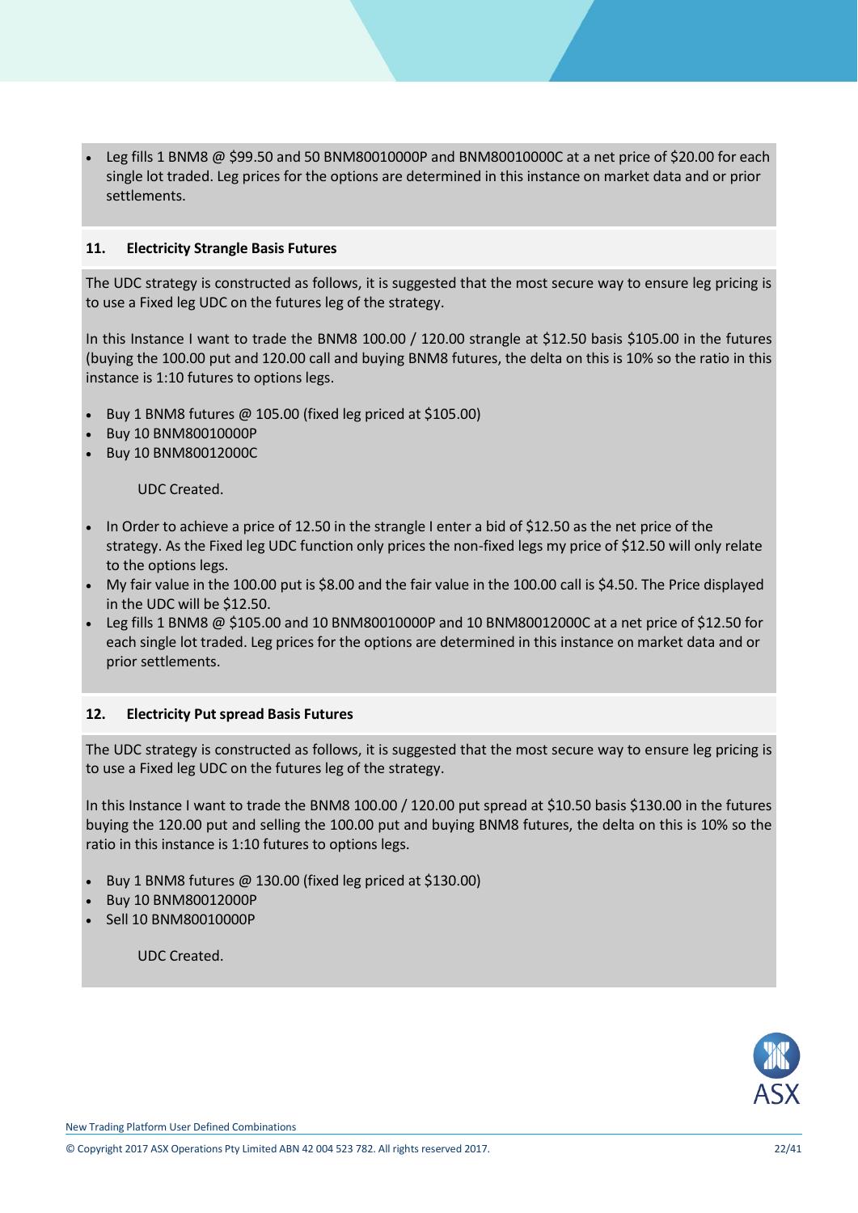- Leg fills 1 BNM8 @ $99.50 and 50 BNM80010000P and BNM80010000C at a net price of $20.00 for each single lot traded. Leg prices for the options are determined in this instance on market data and or prior settlements.

## 11. Electricity Strangle Basis Futures

The UDC strategy is constructed as follows, it is suggested that the most secure way to ensure leg pricing is to use a Fixed leg UDC on the futures leg of the strategy.

In this Instance I want to trade the BNM8 100.00 / 120.00 strangle at $12.50 basis $105.00 in the futures (buying the 100.00 put and 120.00 call and buying BNM8 futures, the delta on this is 10% so the ratio in this instance is 1:10 futures to options legs.

- Buy 1 BNM8 futures @ 105.00 (fixed leg priced at $105.00)
- Buy 10 BNM80010000P
- Buy 10 BNM80012000C

UDC Created.

- In Order to achieve a price of 12.50 in the strangle I enter a bid of $12.50 as the net price of the strategy. As the Fixed leg UDC function only prices the non-fixed legs my price of $12.50 will only relate to the options legs.
- My fair value in the 100.00 put is $8.00 and the fair value in the 100.00 call is $4.50. The Price displayed in the UDC will be $12.50.
- Leg fills 1 BNM8 @ $105.00 and 10 BNM80010000P and 10 BNM80012000C at a net price of $12.50 for each single lot traded. Leg prices for the options are determined in this instance on market data and or prior settlements.

## 12. Electricity Put spread Basis Futures

The UDC strategy is constructed as follows, it is suggested that the most secure way to ensure leg pricing is to use a Fixed leg UDC on the futures leg of the strategy.

In this Instance I want to trade the BNM8 100.00 / 120.00 put spread at $10.50 basis $130.00 in the futures buying the 120.00 put and selling the 100.00 put and buying BNM8 futures, the delta on this is 10% so the ratio in this instance is 1:10 futures to options legs.

- Buy 1 BNM8 futures @ 130.00 (fixed leg priced at $130.00)
- Buy 10 BNM80012000P
- Sell 10 BNM80010000P

UDC Created.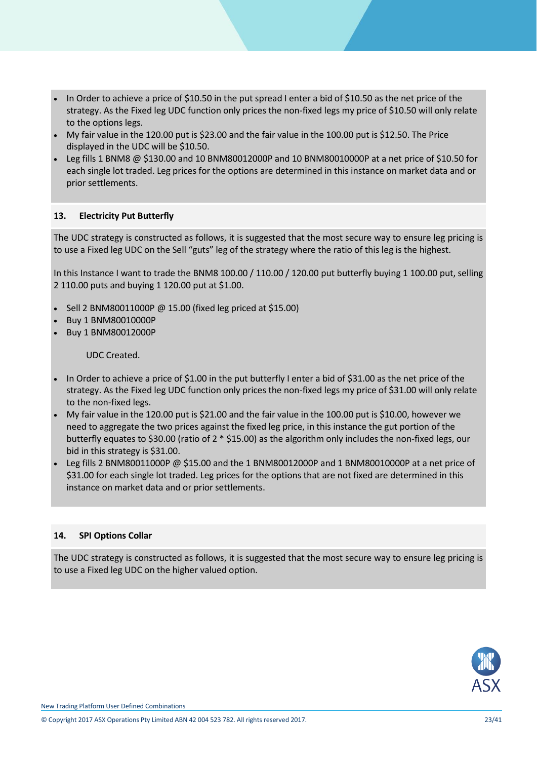- In Order to achieve a price of $10.50 in the put spread I enter a bid of $10.50 as the net price of the strategy. As the Fixed leg UDC function only prices the non-fixed legs my price of $10.50 will only relate to the options legs.
- My fair value in the 120.00 put is $23.00 and the fair value in the 100.00 put is $12.50. The Price displayed in the UDC will be $10.50.
- Leg fills 1 BNM8 @ $130.00 and 10 BNM80012000P and 10 BNM80010000P at a net price of $10.50 for each single lot traded. Leg prices for the options are determined in this instance on market data and or prior settlements.

## 13. Electricity Put Butterfly

The UDC strategy is constructed as follows, it is suggested that the most secure way to ensure leg pricing is to use a Fixed leg UDC on the Sell "guts" leg of the strategy where the ratio of this leg is the highest.

In this Instance I want to trade the BNM8 100.00 / 110.00 / 120.00 put butterfly buying 1 100.00 put, selling 2 110.00 puts and buying 1 120.00 put at $1.00.

- Sell 2 BNM80011000P @ 15.00 (fixed leg priced at $15.00)
- Buy 1 BNM80010000P
- Buy 1 BNM80012000P

UDC Created.

- In Order to achieve a price of $1.00 in the put butterfly I enter a bid of $31.00 as the net price of the strategy. As the Fixed leg UDC function only prices the non-fixed legs my price of $31.00 will only relate to the non-fixed legs.
- My fair value in the 120.00 put is $21.00 and the fair value in the 100.00 put is $10.00, however we need to aggregate the two prices against the fixed leg price, in this instance the gut portion of the butterfly equates to $30.00 (ratio of 2 * $15.00) as the algorithm only includes the non-fixed legs, our bid in this strategy is $31.00.
- Leg fills 2 BNM80011000P @ $15.00 and the 1 BNM80012000P and 1 BNM80010000P at a net price of $31.00 for each single lot traded. Leg prices for the options that are not fixed are determined in this instance on market data and or prior settlements.

## 14. SPI Options Collar

The UDC strategy is constructed as follows, it is suggested that the most secure way to ensure leg pricing is to use a Fixed leg UDC on the higher valued option.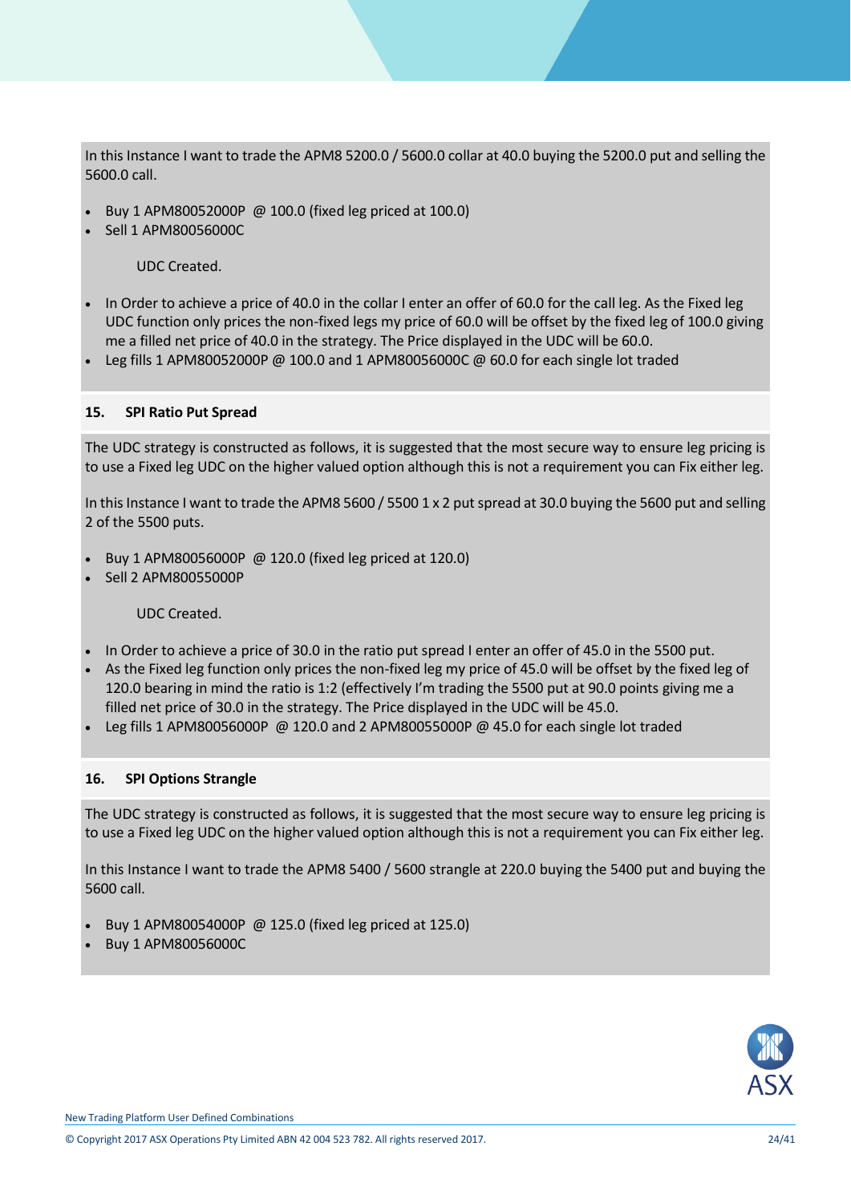In this Instance I want to trade the APM8 5200.0 / 5600.0 collar at 40.0 buying the 5200.0 put and selling the 5600.0 call.

- Buy 1 APM80052000P  @ 100.0 (fixed leg priced at 100.0)
- Sell 1 APM80056000C

UDC Created.

- In Order to achieve a price of 40.0 in the collar I enter an offer of 60.0 for the call leg. As the Fixed leg UDC function only prices the non-fixed legs my price of 60.0 will be offset by the fixed leg of 100.0 giving me a filled net price of 40.0 in the strategy. The Price displayed in the UDC will be 60.0.
- Leg fills 1 APM80052000P @ 100.0 and 1 APM80056000C @ 60.0 for each single lot traded

## 15. SPI Ratio Put Spread

The UDC strategy is constructed as follows, it is suggested that the most secure way to ensure leg pricing is to use a Fixed leg UDC on the higher valued option although this is not a requirement you can Fix either leg.

In this Instance I want to trade the APM8 5600 / 5500 1 x 2 put spread at 30.0 buying the 5600 put and selling 2 of the 5500 puts.

- Buy 1 APM80056000P  @ 120.0 (fixed leg priced at 120.0)
- Sell 2 APM80055000P

UDC Created.

- In Order to achieve a price of 30.0 in the ratio put spread I enter an offer of 45.0 in the 5500 put.
- As the Fixed leg function only prices the non-fixed leg my price of 45.0 will be offset by the fixed leg of 120.0 bearing in mind the ratio is 1:2 (effectively I'm trading the 5500 put at 90.0 points giving me a filled net price of 30.0 in the strategy. The Price displayed in the UDC will be 45.0.
- Leg fills 1 APM80056000P  @ 120.0 and 2 APM80055000P @ 45.0 for each single lot traded

## 16. SPI Options Strangle

The UDC strategy is constructed as follows, it is suggested that the most secure way to ensure leg pricing is to use a Fixed leg UDC on the higher valued option although this is not a requirement you can Fix either leg.

In this Instance I want to trade the APM8 5400 / 5600 strangle at 220.0 buying the 5400 put and buying the 5600 call.

- Buy 1 APM80054000P  @ 125.0 (fixed leg priced at 125.0)
- Buy 1 APM80056000C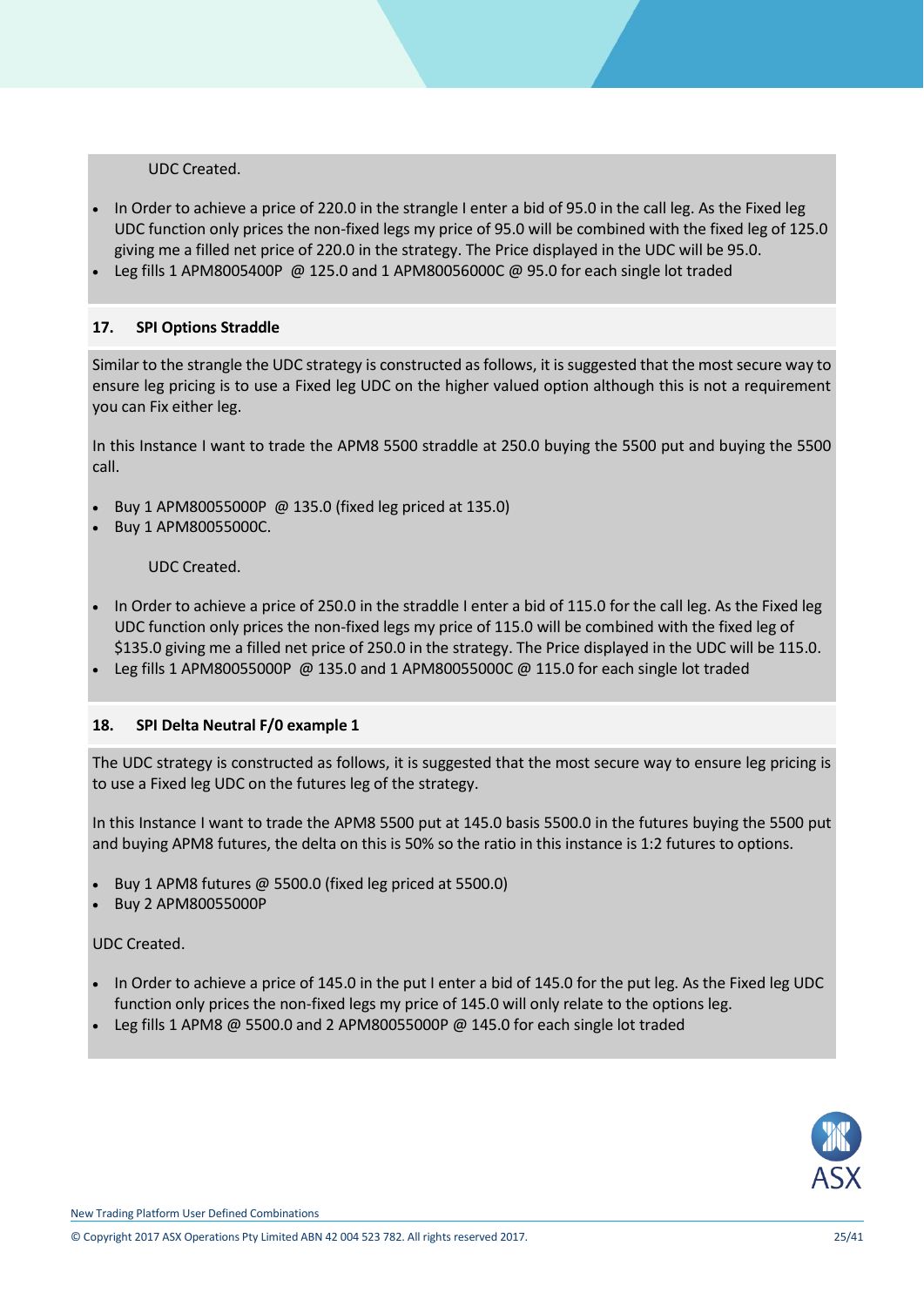UDC Created.

- In Order to achieve a price of 220.0 in the strangle I enter a bid of 95.0 in the call leg. As the Fixed leg UDC function only prices the non-fixed legs my price of 95.0 will be combined with the fixed leg of 125.0 giving me a filled net price of 220.0 in the strategy. The Price displayed in the UDC will be 95.0.
- Leg fills 1 APM8005400P @ 125.0 and 1 APM80056000C @ 95.0 for each single lot traded

## 17. SPI Options Straddle

Similar to the strangle the UDC strategy is constructed as follows, it is suggested that the most secure way to ensure leg pricing is to use a Fixed leg UDC on the higher valued option although this is not a requirement you can Fix either leg.

In this Instance I want to trade the APM8 5500 straddle at 250.0 buying the 5500 put and buying the 5500 call.

- Buy 1 APM80055000P @ 135.0 (fixed leg priced at 135.0)
- Buy 1 APM80055000C.

UDC Created.

- In Order to achieve a price of 250.0 in the straddle I enter a bid of 115.0 for the call leg. As the Fixed leg UDC function only prices the non-fixed legs my price of 115.0 will be combined with the fixed leg of $135.0 giving me a filled net price of 250.0 in the strategy. The Price displayed in the UDC will be 115.0.
- Leg fills 1 APM80055000P @ 135.0 and 1 APM80055000C @ 115.0 for each single lot traded

## 18. SPI Delta Neutral F/0 example 1

The UDC strategy is constructed as follows, it is suggested that the most secure way to ensure leg pricing is to use a Fixed leg UDC on the futures leg of the strategy.

In this Instance I want to trade the APM8 5500 put at 145.0 basis 5500.0 in the futures buying the 5500 put and buying APM8 futures, the delta on this is 50% so the ratio in this instance is 1:2 futures to options.

- Buy 1 APM8 futures @ 5500.0 (fixed leg priced at 5500.0)
- Buy 2 APM80055000P

UDC Created.

- In Order to achieve a price of 145.0 in the put I enter a bid of 145.0 for the put leg. As the Fixed leg UDC function only prices the non-fixed legs my price of 145.0 will only relate to the options leg.
- Leg fills 1 APM8 @ 5500.0 and 2 APM80055000P @ 145.0 for each single lot traded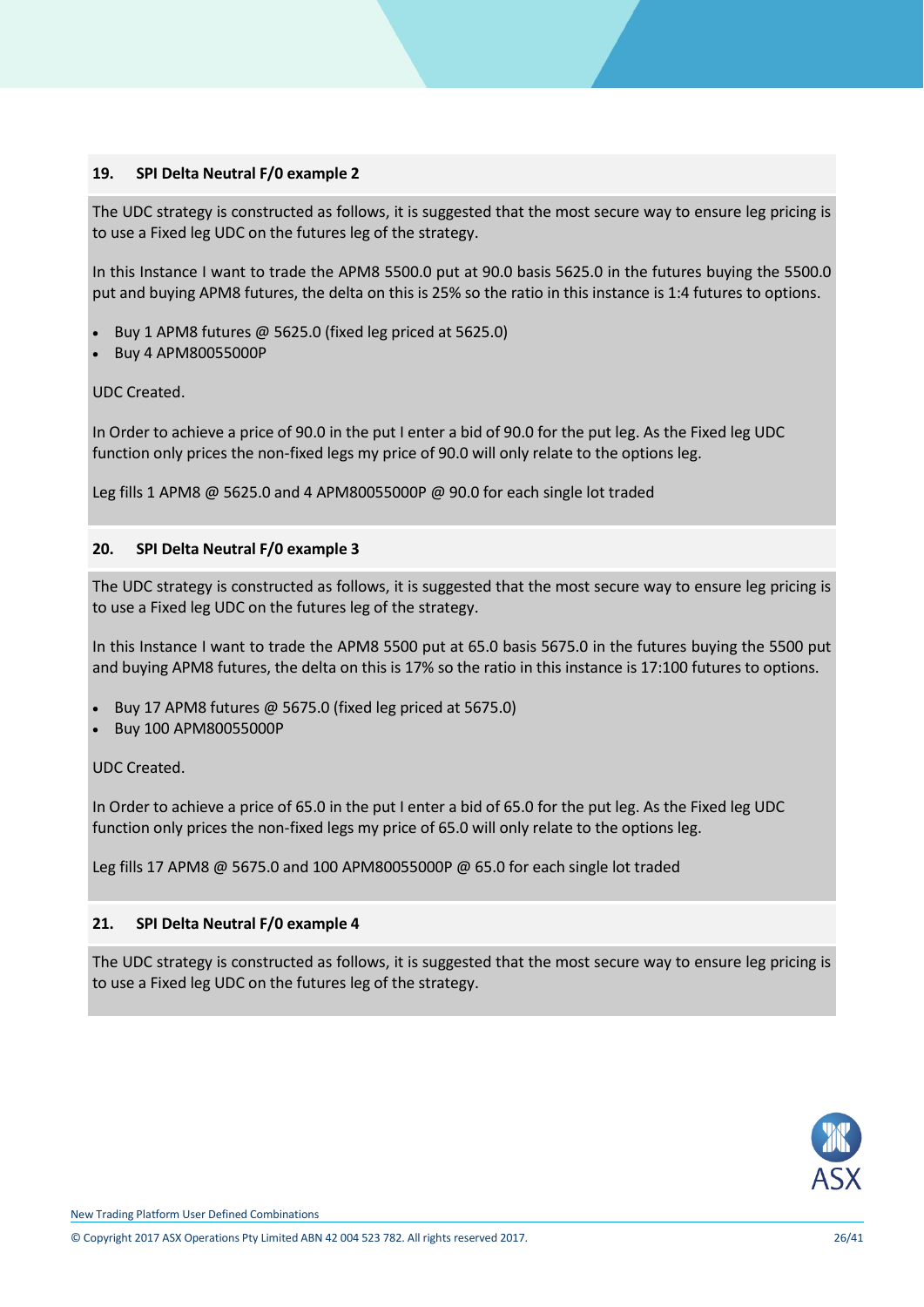### 19. SPI Delta Neutral F/0 example 2

The UDC strategy is constructed as follows, it is suggested that the most secure way to ensure leg pricing is to use a Fixed leg UDC on the futures leg of the strategy.

In this Instance I want to trade the APM8 5500.0 put at 90.0 basis 5625.0 in the futures buying the 5500.0 put and buying APM8 futures, the delta on this is 25% so the ratio in this instance is 1:4 futures to options.

- Buy 1 APM8 futures @ 5625.0 (fixed leg priced at 5625.0)
- Buy 4 APM80055000P

UDC Created.

In Order to achieve a price of 90.0 in the put I enter a bid of 90.0 for the put leg. As the Fixed leg UDC function only prices the non-fixed legs my price of 90.0 will only relate to the options leg.

Leg fills 1 APM8 @ 5625.0 and 4 APM80055000P @ 90.0 for each single lot traded

### 20. SPI Delta Neutral F/0 example 3

The UDC strategy is constructed as follows, it is suggested that the most secure way to ensure leg pricing is to use a Fixed leg UDC on the futures leg of the strategy.

In this Instance I want to trade the APM8 5500 put at 65.0 basis 5675.0 in the futures buying the 5500 put and buying APM8 futures, the delta on this is 17% so the ratio in this instance is 17:100 futures to options.

- Buy 17 APM8 futures @ 5675.0 (fixed leg priced at 5675.0)
- Buy 100 APM80055000P

UDC Created.

In Order to achieve a price of 65.0 in the put I enter a bid of 65.0 for the put leg. As the Fixed leg UDC function only prices the non-fixed legs my price of 65.0 will only relate to the options leg.

Leg fills 17 APM8 @ 5675.0 and 100 APM80055000P @ 65.0 for each single lot traded

### 21. SPI Delta Neutral F/0 example 4

The UDC strategy is constructed as follows, it is suggested that the most secure way to ensure leg pricing is to use a Fixed leg UDC on the futures leg of the strategy.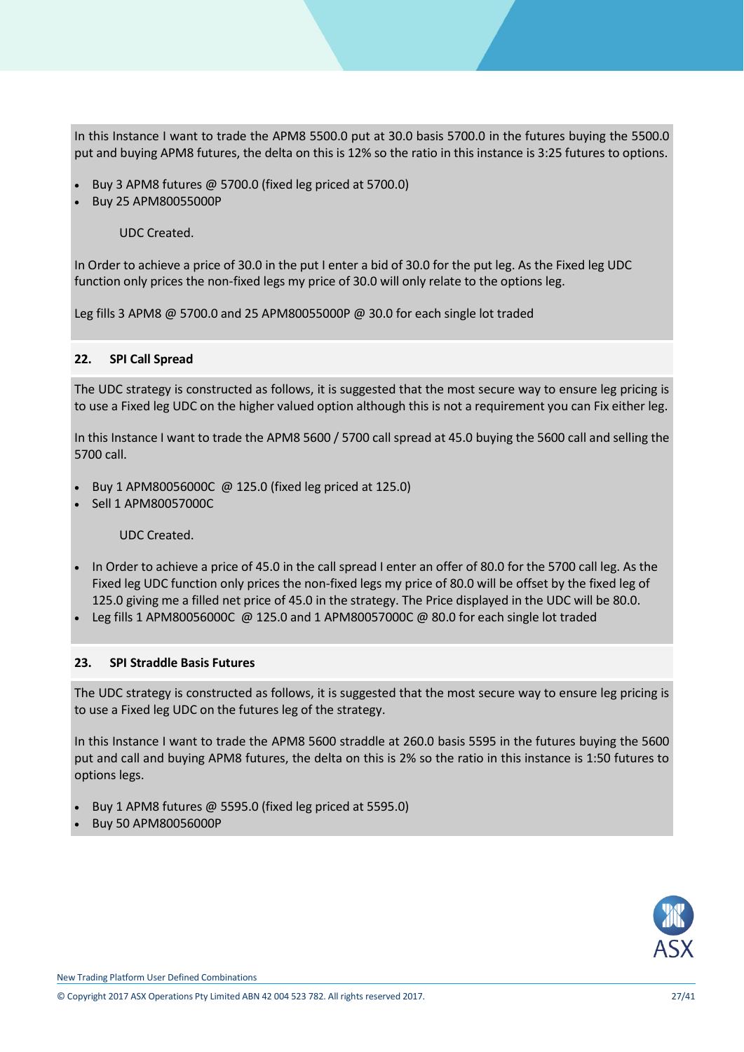In this Instance I want to trade the APM8 5500.0 put at 30.0 basis 5700.0 in the futures buying the 5500.0 put and buying APM8 futures, the delta on this is 12% so the ratio in this instance is 3:25 futures to options.

- Buy 3 APM8 futures @ 5700.0 (fixed leg priced at 5700.0)
- Buy 25 APM80055000P

UDC Created.

In Order to achieve a price of 30.0 in the put I enter a bid of 30.0 for the put leg. As the Fixed leg UDC function only prices the non-fixed legs my price of 30.0 will only relate to the options leg.

Leg fills 3 APM8 @ 5700.0 and 25 APM80055000P @ 30.0 for each single lot traded

## 22. SPI Call Spread

The UDC strategy is constructed as follows, it is suggested that the most secure way to ensure leg pricing is to use a Fixed leg UDC on the higher valued option although this is not a requirement you can Fix either leg.

In this Instance I want to trade the APM8 5600 / 5700 call spread at 45.0 buying the 5600 call and selling the 5700 call.

- Buy 1 APM80056000C @ 125.0 (fixed leg priced at 125.0)
- Sell 1 APM80057000C

UDC Created.

- In Order to achieve a price of 45.0 in the call spread I enter an offer of 80.0 for the 5700 call leg. As the Fixed leg UDC function only prices the non-fixed legs my price of 80.0 will be offset by the fixed leg of 125.0 giving me a filled net price of 45.0 in the strategy. The Price displayed in the UDC will be 80.0.
- Leg fills 1 APM80056000C @ 125.0 and 1 APM80057000C @ 80.0 for each single lot traded

## 23. SPI Straddle Basis Futures

The UDC strategy is constructed as follows, it is suggested that the most secure way to ensure leg pricing is to use a Fixed leg UDC on the futures leg of the strategy.

In this Instance I want to trade the APM8 5600 straddle at 260.0 basis 5595 in the futures buying the 5600 put and call and buying APM8 futures, the delta on this is 2% so the ratio in this instance is 1:50 futures to options legs.

- Buy 1 APM8 futures @ 5595.0 (fixed leg priced at 5595.0)
- Buy 50 APM80056000P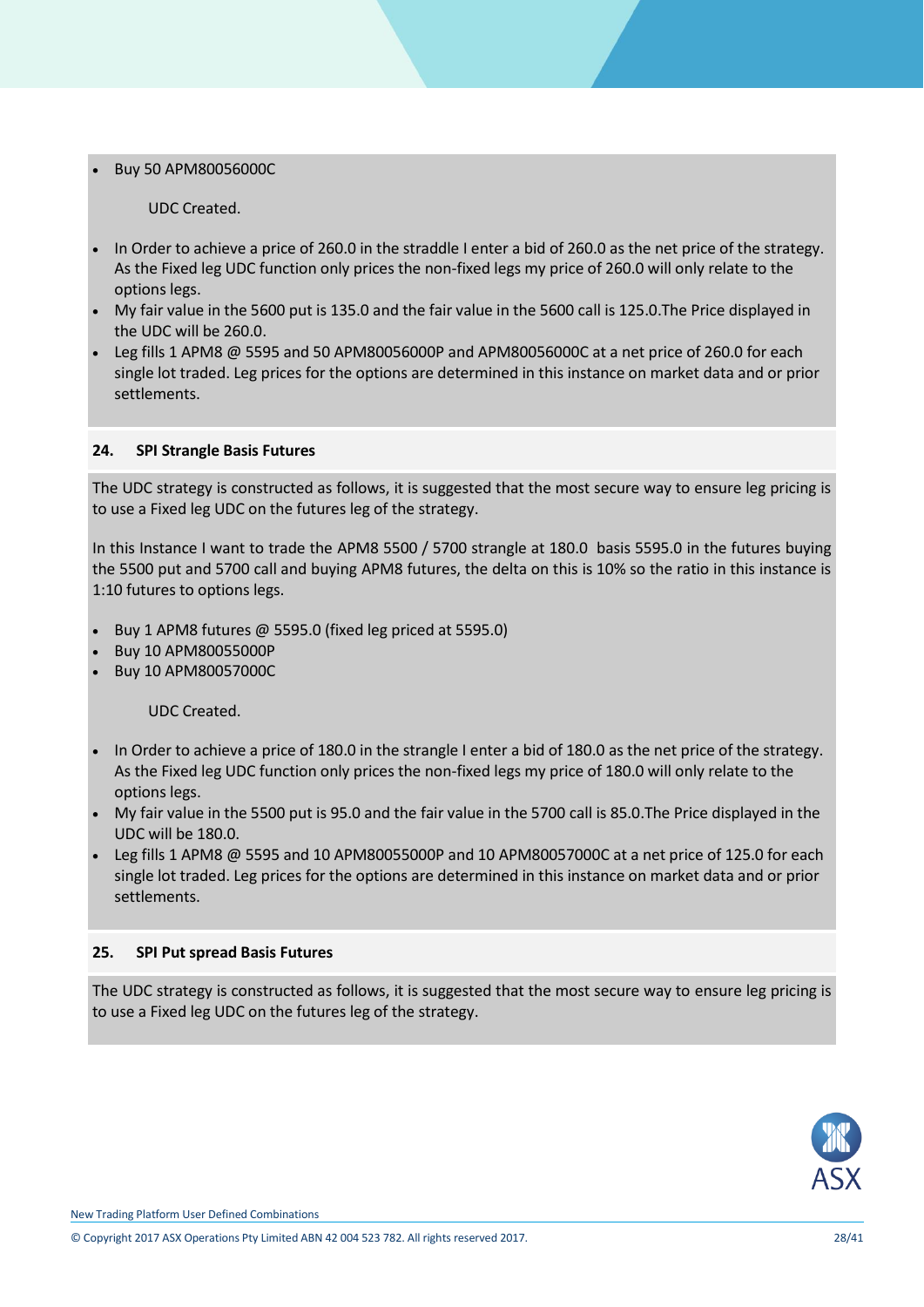- Buy 50 APM80056000C

    UDC Created.

- In Order to achieve a price of 260.0 in the straddle I enter a bid of 260.0 as the net price of the strategy. As the Fixed leg UDC function only prices the non-fixed legs my price of 260.0 will only relate to the options legs.
- My fair value in the 5600 put is 135.0 and the fair value in the 5600 call is 125.0.The Price displayed in the UDC will be 260.0.
- Leg fills 1 APM8 @ 5595 and 50 APM80056000P and APM80056000C at a net price of 260.0 for each single lot traded. Leg prices for the options are determined in this instance on market data and or prior settlements.

## 24. SPI Strangle Basis Futures

The UDC strategy is constructed as follows, it is suggested that the most secure way to ensure leg pricing is to use a Fixed leg UDC on the futures leg of the strategy.

In this Instance I want to trade the APM8 5500 / 5700 strangle at 180.0 basis 5595.0 in the futures buying the 5500 put and 5700 call and buying APM8 futures, the delta on this is 10% so the ratio in this instance is 1:10 futures to options legs.

- Buy 1 APM8 futures @ 5595.0 (fixed leg priced at 5595.0)
- Buy 10 APM80055000P
- Buy 10 APM80057000C

    UDC Created.

- In Order to achieve a price of 180.0 in the strangle I enter a bid of 180.0 as the net price of the strategy. As the Fixed leg UDC function only prices the non-fixed legs my price of 180.0 will only relate to the options legs.
- My fair value in the 5500 put is 95.0 and the fair value in the 5700 call is 85.0.The Price displayed in the UDC will be 180.0.
- Leg fills 1 APM8 @ 5595 and 10 APM80055000P and 10 APM80057000C at a net price of 125.0 for each single lot traded. Leg prices for the options are determined in this instance on market data and or prior settlements.

## 25. SPI Put spread Basis Futures

The UDC strategy is constructed as follows, it is suggested that the most secure way to ensure leg pricing is to use a Fixed leg UDC on the futures leg of the strategy.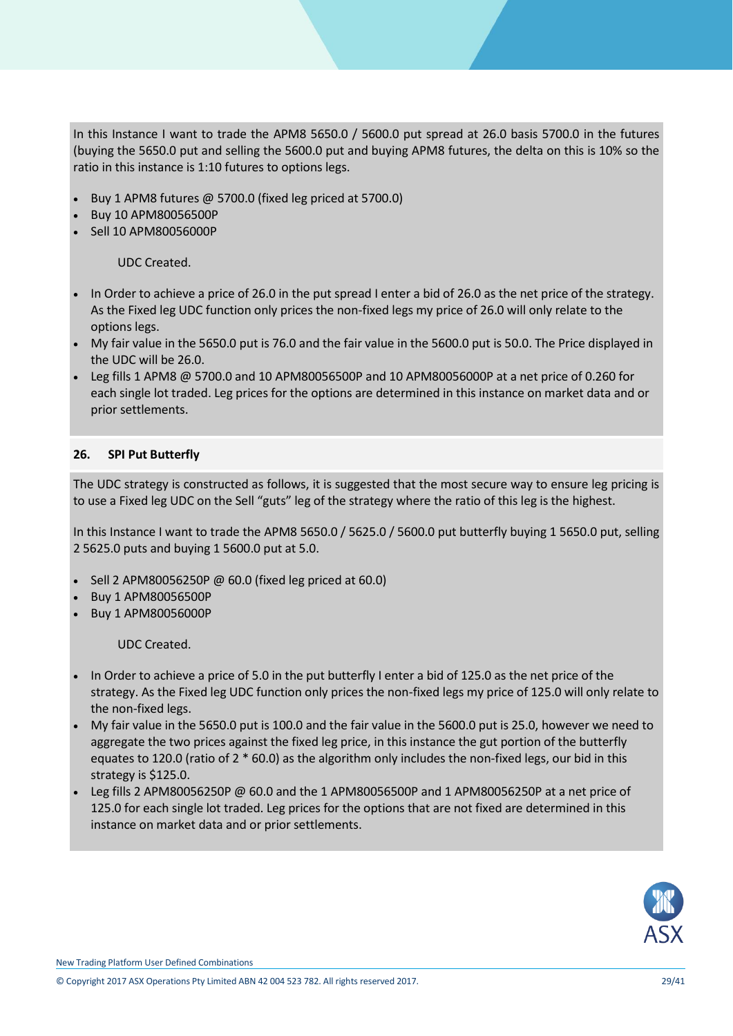In this Instance I want to trade the APM8 5650.0 / 5600.0 put spread at 26.0 basis 5700.0 in the futures (buying the 5650.0 put and selling the 5600.0 put and buying APM8 futures, the delta on this is 10% so the ratio in this instance is 1:10 futures to options legs.

- Buy 1 APM8 futures @ 5700.0 (fixed leg priced at 5700.0)
- Buy 10 APM80056500P
- Sell 10 APM80056000P

UDC Created.

- In Order to achieve a price of 26.0 in the put spread I enter a bid of 26.0 as the net price of the strategy. As the Fixed leg UDC function only prices the non-fixed legs my price of 26.0 will only relate to the options legs.
- My fair value in the 5650.0 put is 76.0 and the fair value in the 5600.0 put is 50.0. The Price displayed in the UDC will be 26.0.
- Leg fills 1 APM8 @ 5700.0 and 10 APM80056500P and 10 APM80056000P at a net price of 0.260 for each single lot traded. Leg prices for the options are determined in this instance on market data and or prior settlements.

## 26. SPI Put Butterfly

The UDC strategy is constructed as follows, it is suggested that the most secure way to ensure leg pricing is to use a Fixed leg UDC on the Sell "guts" leg of the strategy where the ratio of this leg is the highest.

In this Instance I want to trade the APM8 5650.0 / 5625.0 / 5600.0 put butterfly buying 1 5650.0 put, selling 2 5625.0 puts and buying 1 5600.0 put at 5.0.

- Sell 2 APM80056250P @ 60.0 (fixed leg priced at 60.0)
- Buy 1 APM80056500P
- Buy 1 APM80056000P

UDC Created.

- In Order to achieve a price of 5.0 in the put butterfly I enter a bid of 125.0 as the net price of the strategy. As the Fixed leg UDC function only prices the non-fixed legs my price of 125.0 will only relate to the non-fixed legs.
- My fair value in the 5650.0 put is 100.0 and the fair value in the 5600.0 put is 25.0, however we need to aggregate the two prices against the fixed leg price, in this instance the gut portion of the butterfly equates to 120.0 (ratio of 2 * 60.0) as the algorithm only includes the non-fixed legs, our bid in this strategy is $125.0.
- Leg fills 2 APM80056250P @ 60.0 and the 1 APM80056500P and 1 APM80056250P at a net price of 125.0 for each single lot traded. Leg prices for the options that are not fixed are determined in this instance on market data and or prior settlements.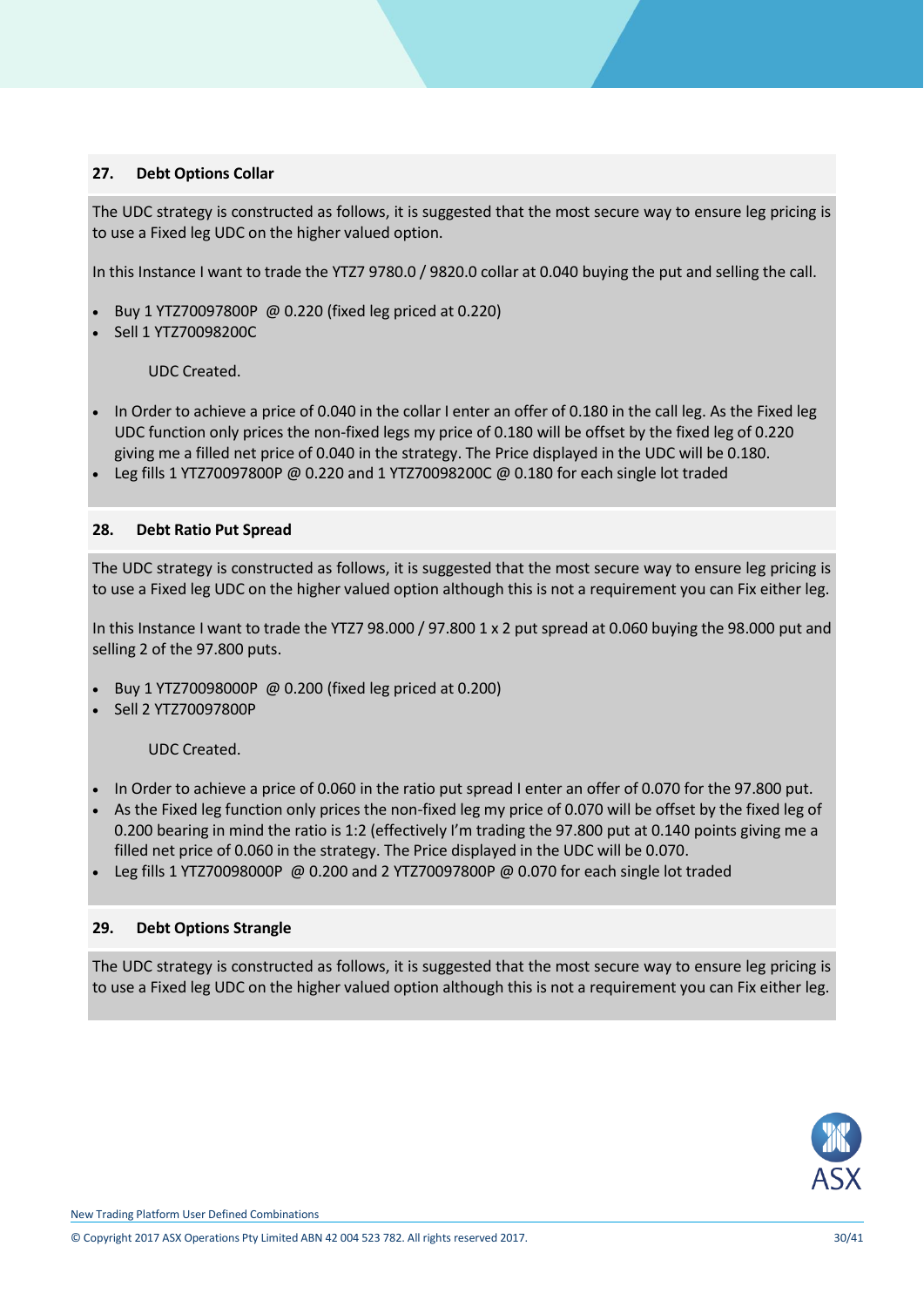## 27. Debt Options Collar

The UDC strategy is constructed as follows, it is suggested that the most secure way to ensure leg pricing is to use a Fixed leg UDC on the higher valued option.

In this Instance I want to trade the YTZ7 9780.0 / 9820.0 collar at 0.040 buying the put and selling the call.

- Buy 1 YTZ70097800P @ 0.220 (fixed leg priced at 0.220)
- Sell 1 YTZ70098200C

UDC Created.

- In Order to achieve a price of 0.040 in the collar I enter an offer of 0.180 in the call leg. As the Fixed leg UDC function only prices the non-fixed legs my price of 0.180 will be offset by the fixed leg of 0.220 giving me a filled net price of 0.040 in the strategy. The Price displayed in the UDC will be 0.180.
- Leg fills 1 YTZ70097800P @ 0.220 and 1 YTZ70098200C @ 0.180 for each single lot traded

## 28. Debt Ratio Put Spread

The UDC strategy is constructed as follows, it is suggested that the most secure way to ensure leg pricing is to use a Fixed leg UDC on the higher valued option although this is not a requirement you can Fix either leg.

In this Instance I want to trade the YTZ7 98.000 / 97.800 1 x 2 put spread at 0.060 buying the 98.000 put and selling 2 of the 97.800 puts.

- Buy 1 YTZ70098000P @ 0.200 (fixed leg priced at 0.200)
- Sell 2 YTZ70097800P

UDC Created.

- In Order to achieve a price of 0.060 in the ratio put spread I enter an offer of 0.070 for the 97.800 put.
- As the Fixed leg function only prices the non-fixed leg my price of 0.070 will be offset by the fixed leg of 0.200 bearing in mind the ratio is 1:2 (effectively I'm trading the 97.800 put at 0.140 points giving me a filled net price of 0.060 in the strategy. The Price displayed in the UDC will be 0.070.
- Leg fills 1 YTZ70098000P @ 0.200 and 2 YTZ70097800P @ 0.070 for each single lot traded

## 29. Debt Options Strangle

The UDC strategy is constructed as follows, it is suggested that the most secure way to ensure leg pricing is to use a Fixed leg UDC on the higher valued option although this is not a requirement you can Fix either leg.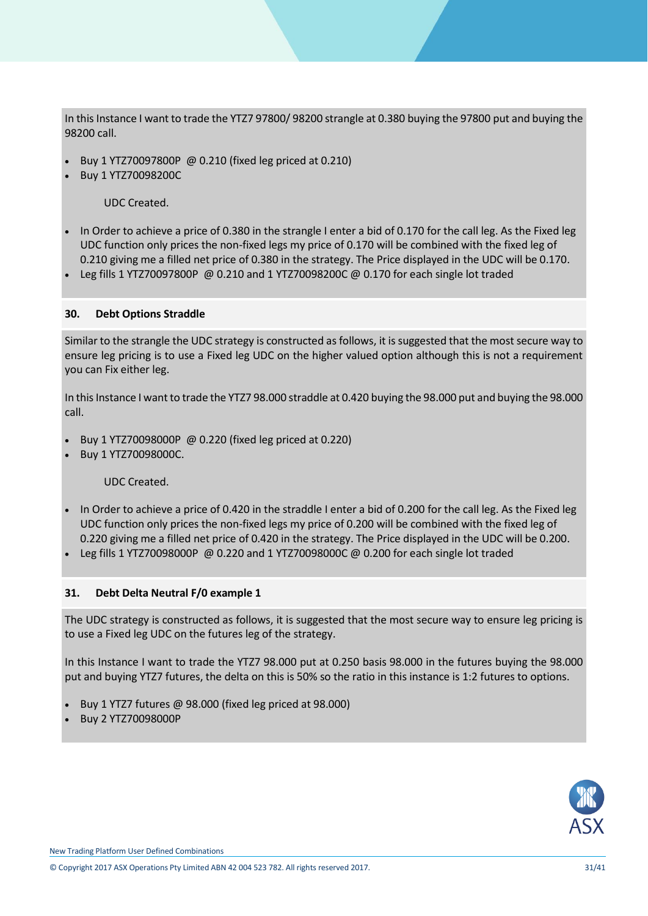In this Instance I want to trade the YTZ7 97800/ 98200 strangle at 0.380 buying the 97800 put and buying the 98200 call.

- Buy 1 YTZ70097800P @ 0.210 (fixed leg priced at 0.210)
- Buy 1 YTZ70098200C

UDC Created.

- In Order to achieve a price of 0.380 in the strangle I enter a bid of 0.170 for the call leg. As the Fixed leg UDC function only prices the non-fixed legs my price of 0.170 will be combined with the fixed leg of 0.210 giving me a filled net price of 0.380 in the strategy. The Price displayed in the UDC will be 0.170.
- Leg fills 1 YTZ70097800P @ 0.210 and 1 YTZ70098200C @ 0.170 for each single lot traded

## 30. Debt Options Straddle

Similar to the strangle the UDC strategy is constructed as follows, it is suggested that the most secure way to ensure leg pricing is to use a Fixed leg UDC on the higher valued option although this is not a requirement you can Fix either leg.

In this Instance I want to trade the YTZ7 98.000 straddle at 0.420 buying the 98.000 put and buying the 98.000 call.

- Buy 1 YTZ70098000P @ 0.220 (fixed leg priced at 0.220)
- Buy 1 YTZ70098000C.

UDC Created.

- In Order to achieve a price of 0.420 in the straddle I enter a bid of 0.200 for the call leg. As the Fixed leg UDC function only prices the non-fixed legs my price of 0.200 will be combined with the fixed leg of 0.220 giving me a filled net price of 0.420 in the strategy. The Price displayed in the UDC will be 0.200.
- Leg fills 1 YTZ70098000P @ 0.220 and 1 YTZ70098000C @ 0.200 for each single lot traded

## 31. Debt Delta Neutral F/0 example 1

The UDC strategy is constructed as follows, it is suggested that the most secure way to ensure leg pricing is to use a Fixed leg UDC on the futures leg of the strategy.

In this Instance I want to trade the YTZ7 98.000 put at 0.250 basis 98.000 in the futures buying the 98.000 put and buying YTZ7 futures, the delta on this is 50% so the ratio in this instance is 1:2 futures to options.

- Buy 1 YTZ7 futures @ 98.000 (fixed leg priced at 98.000)
- Buy 2 YTZ70098000P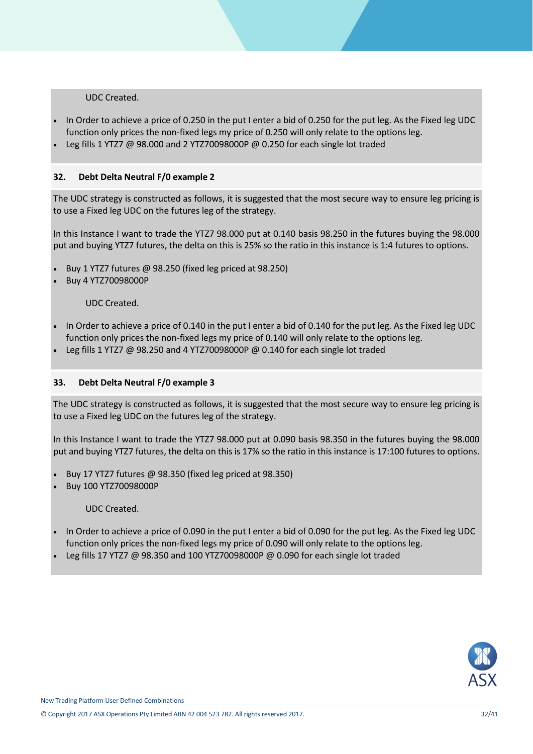UDC Created.

- In Order to achieve a price of 0.250 in the put I enter a bid of 0.250 for the put leg. As the Fixed leg UDC function only prices the non-fixed legs my price of 0.250 will only relate to the options leg.
- Leg fills 1 YTZ7 @ 98.000 and 2 YTZ70098000P @ 0.250 for each single lot traded

## 32. Debt Delta Neutral F/0 example 2

The UDC strategy is constructed as follows, it is suggested that the most secure way to ensure leg pricing is to use a Fixed leg UDC on the futures leg of the strategy.

In this Instance I want to trade the YTZ7 98.000 put at 0.140 basis 98.250 in the futures buying the 98.000 put and buying YTZ7 futures, the delta on this is 25% so the ratio in this instance is 1:4 futures to options.

- Buy 1 YTZ7 futures @ 98.250 (fixed leg priced at 98.250)
- Buy 4 YTZ70098000P

UDC Created.

- In Order to achieve a price of 0.140 in the put I enter a bid of 0.140 for the put leg. As the Fixed leg UDC function only prices the non-fixed legs my price of 0.140 will only relate to the options leg.
- Leg fills 1 YTZ7 @ 98.250 and 4 YTZ70098000P @ 0.140 for each single lot traded

## 33. Debt Delta Neutral F/0 example 3

The UDC strategy is constructed as follows, it is suggested that the most secure way to ensure leg pricing is to use a Fixed leg UDC on the futures leg of the strategy.

In this Instance I want to trade the YTZ7 98.000 put at 0.090 basis 98.350 in the futures buying the 98.000 put and buying YTZ7 futures, the delta on this is 17% so the ratio in this instance is 17:100 futures to options.

- Buy 17 YTZ7 futures @ 98.350 (fixed leg priced at 98.350)
- Buy 100 YTZ70098000P

UDC Created.

- In Order to achieve a price of 0.090 in the put I enter a bid of 0.090 for the put leg. As the Fixed leg UDC function only prices the non-fixed legs my price of 0.090 will only relate to the options leg.
- Leg fills 17 YTZ7 @ 98.350 and 100 YTZ70098000P @ 0.090 for each single lot traded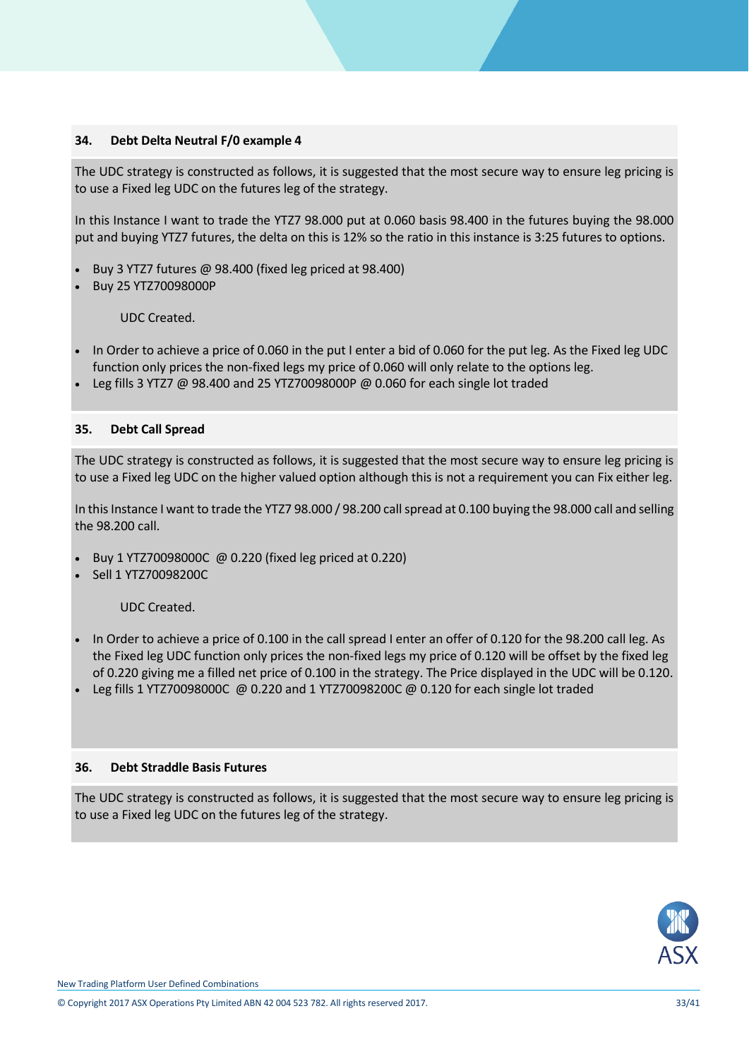## 34. Debt Delta Neutral F/0 example 4

The UDC strategy is constructed as follows, it is suggested that the most secure way to ensure leg pricing is to use a Fixed leg UDC on the futures leg of the strategy.

In this Instance I want to trade the YTZ7 98.000 put at 0.060 basis 98.400 in the futures buying the 98.000 put and buying YTZ7 futures, the delta on this is 12% so the ratio in this instance is 3:25 futures to options.

- Buy 3 YTZ7 futures @ 98.400 (fixed leg priced at 98.400)
- Buy 25 YTZ70098000P

UDC Created.

- In Order to achieve a price of 0.060 in the put I enter a bid of 0.060 for the put leg. As the Fixed leg UDC function only prices the non-fixed legs my price of 0.060 will only relate to the options leg.
- Leg fills 3 YTZ7 @ 98.400 and 25 YTZ70098000P @ 0.060 for each single lot traded

## 35. Debt Call Spread

The UDC strategy is constructed as follows, it is suggested that the most secure way to ensure leg pricing is to use a Fixed leg UDC on the higher valued option although this is not a requirement you can Fix either leg.

In this Instance I want to trade the YTZ7 98.000 / 98.200 call spread at 0.100 buying the 98.000 call and selling the 98.200 call.

- Buy 1 YTZ70098000C @ 0.220 (fixed leg priced at 0.220)
- Sell 1 YTZ70098200C

UDC Created.

- In Order to achieve a price of 0.100 in the call spread I enter an offer of 0.120 for the 98.200 call leg. As the Fixed leg UDC function only prices the non-fixed legs my price of 0.120 will be offset by the fixed leg of 0.220 giving me a filled net price of 0.100 in the strategy. The Price displayed in the UDC will be 0.120.
- Leg fills 1 YTZ70098000C @ 0.220 and 1 YTZ70098200C @ 0.120 for each single lot traded

## 36. Debt Straddle Basis Futures

The UDC strategy is constructed as follows, it is suggested that the most secure way to ensure leg pricing is to use a Fixed leg UDC on the futures leg of the strategy.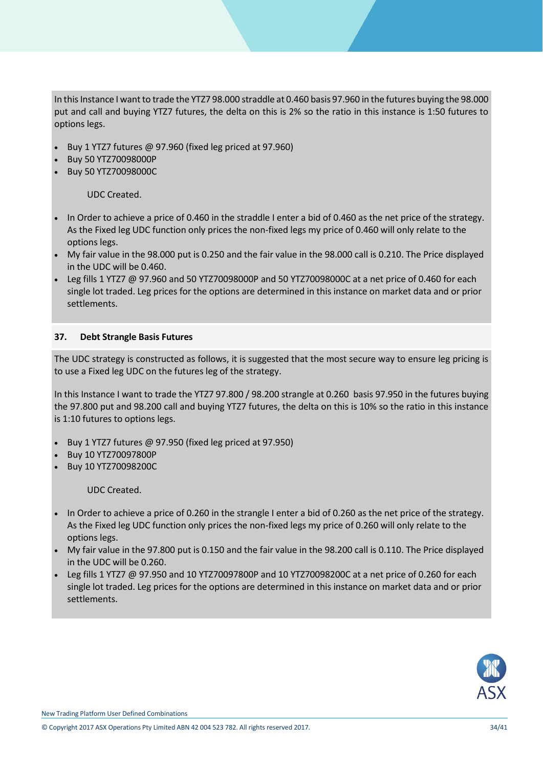In this Instance I want to trade the YTZ7 98.000 straddle at 0.460 basis 97.960 in the futures buying the 98.000 put and call and buying YTZ7 futures, the delta on this is 2% so the ratio in this instance is 1:50 futures to options legs.

- Buy 1 YTZ7 futures @ 97.960 (fixed leg priced at 97.960)
- Buy 50 YTZ70098000P
- Buy 50 YTZ70098000C

UDC Created.

- In Order to achieve a price of 0.460 in the straddle I enter a bid of 0.460 as the net price of the strategy. As the Fixed leg UDC function only prices the non-fixed legs my price of 0.460 will only relate to the options legs.
- My fair value in the 98.000 put is 0.250 and the fair value in the 98.000 call is 0.210. The Price displayed in the UDC will be 0.460.
- Leg fills 1 YTZ7 @ 97.960 and 50 YTZ70098000P and 50 YTZ70098000C at a net price of 0.460 for each single lot traded. Leg prices for the options are determined in this instance on market data and or prior settlements.

## 37. Debt Strangle Basis Futures

The UDC strategy is constructed as follows, it is suggested that the most secure way to ensure leg pricing is to use a Fixed leg UDC on the futures leg of the strategy.

In this Instance I want to trade the YTZ7 97.800 / 98.200 strangle at 0.260 basis 97.950 in the futures buying the 97.800 put and 98.200 call and buying YTZ7 futures, the delta on this is 10% so the ratio in this instance is 1:10 futures to options legs.

- Buy 1 YTZ7 futures @ 97.950 (fixed leg priced at 97.950)
- Buy 10 YTZ70097800P
- Buy 10 YTZ70098200C

UDC Created.

- In Order to achieve a price of 0.260 in the strangle I enter a bid of 0.260 as the net price of the strategy. As the Fixed leg UDC function only prices the non-fixed legs my price of 0.260 will only relate to the options legs.
- My fair value in the 97.800 put is 0.150 and the fair value in the 98.200 call is 0.110. The Price displayed in the UDC will be 0.260.
- Leg fills 1 YTZ7 @ 97.950 and 10 YTZ70097800P and 10 YTZ70098200C at a net price of 0.260 for each single lot traded. Leg prices for the options are determined in this instance on market data and or prior settlements.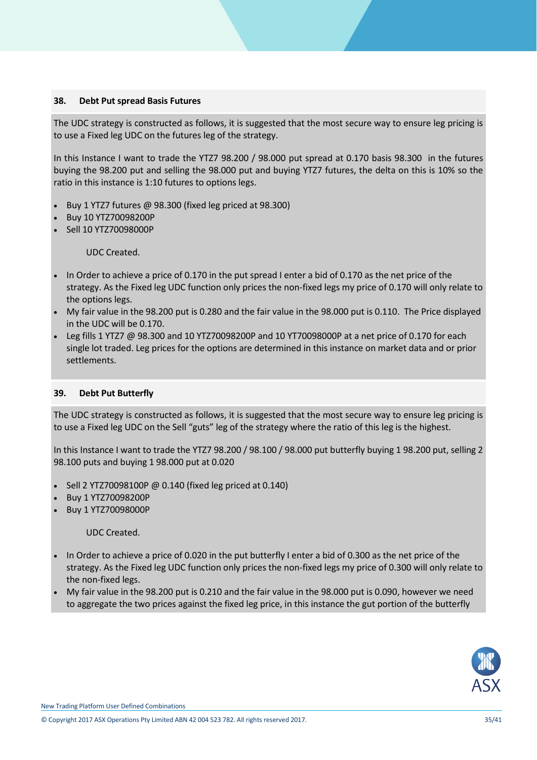### 38. Debt Put spread Basis Futures

The UDC strategy is constructed as follows, it is suggested that the most secure way to ensure leg pricing is to use a Fixed leg UDC on the futures leg of the strategy.

In this Instance I want to trade the YTZ7 98.200 / 98.000 put spread at 0.170 basis 98.300 in the futures buying the 98.200 put and selling the 98.000 put and buying YTZ7 futures, the delta on this is 10% so the ratio in this instance is 1:10 futures to options legs.

- Buy 1 YTZ7 futures @ 98.300 (fixed leg priced at 98.300)
- Buy 10 YTZ70098200P
- Sell 10 YTZ70098000P

UDC Created.

- In Order to achieve a price of 0.170 in the put spread I enter a bid of 0.170 as the net price of the strategy. As the Fixed leg UDC function only prices the non-fixed legs my price of 0.170 will only relate to the options legs.
- My fair value in the 98.200 put is 0.280 and the fair value in the 98.000 put is 0.110. The Price displayed in the UDC will be 0.170.
- Leg fills 1 YTZ7 @ 98.300 and 10 YTZ70098200P and 10 YT70098000P at a net price of 0.170 for each single lot traded. Leg prices for the options are determined in this instance on market data and or prior settlements.

### 39. Debt Put Butterfly

The UDC strategy is constructed as follows, it is suggested that the most secure way to ensure leg pricing is to use a Fixed leg UDC on the Sell "guts" leg of the strategy where the ratio of this leg is the highest.

In this Instance I want to trade the YTZ7 98.200 / 98.100 / 98.000 put butterfly buying 1 98.200 put, selling 2 98.100 puts and buying 1 98.000 put at 0.020

- Sell 2 YTZ70098100P @ 0.140 (fixed leg priced at 0.140)
- Buy 1 YTZ70098200P
- Buy 1 YTZ70098000P

UDC Created.

- In Order to achieve a price of 0.020 in the put butterfly I enter a bid of 0.300 as the net price of the strategy. As the Fixed leg UDC function only prices the non-fixed legs my price of 0.300 will only relate to the non-fixed legs.
- My fair value in the 98.200 put is 0.210 and the fair value in the 98.000 put is 0.090, however we need to aggregate the two prices against the fixed leg price, in this instance the gut portion of the butterfly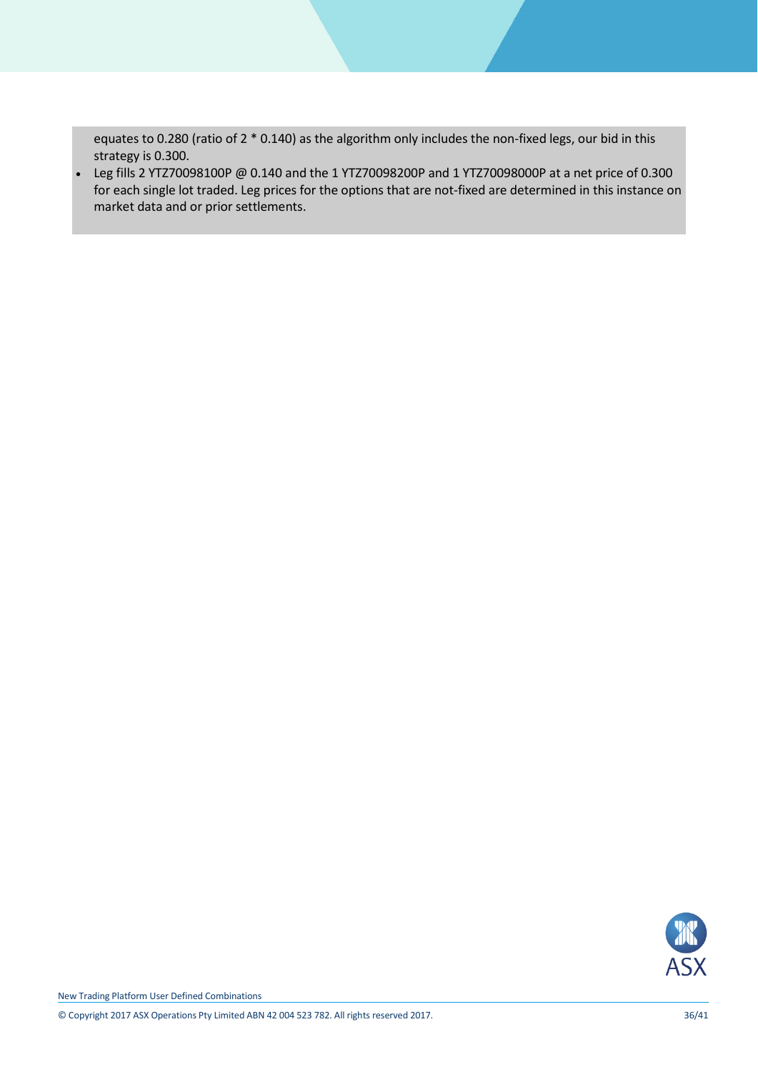equates to 0.280 (ratio of 2 * 0.140) as the algorithm only includes the non-fixed legs, our bid in this strategy is 0.300.

- Leg fills 2 YTZ70098100P @ 0.140 and the 1 YTZ70098200P and 1 YTZ70098000P at a net price of 0.300 for each single lot traded. Leg prices for the options that are not-fixed are determined in this instance on market data and or prior settlements.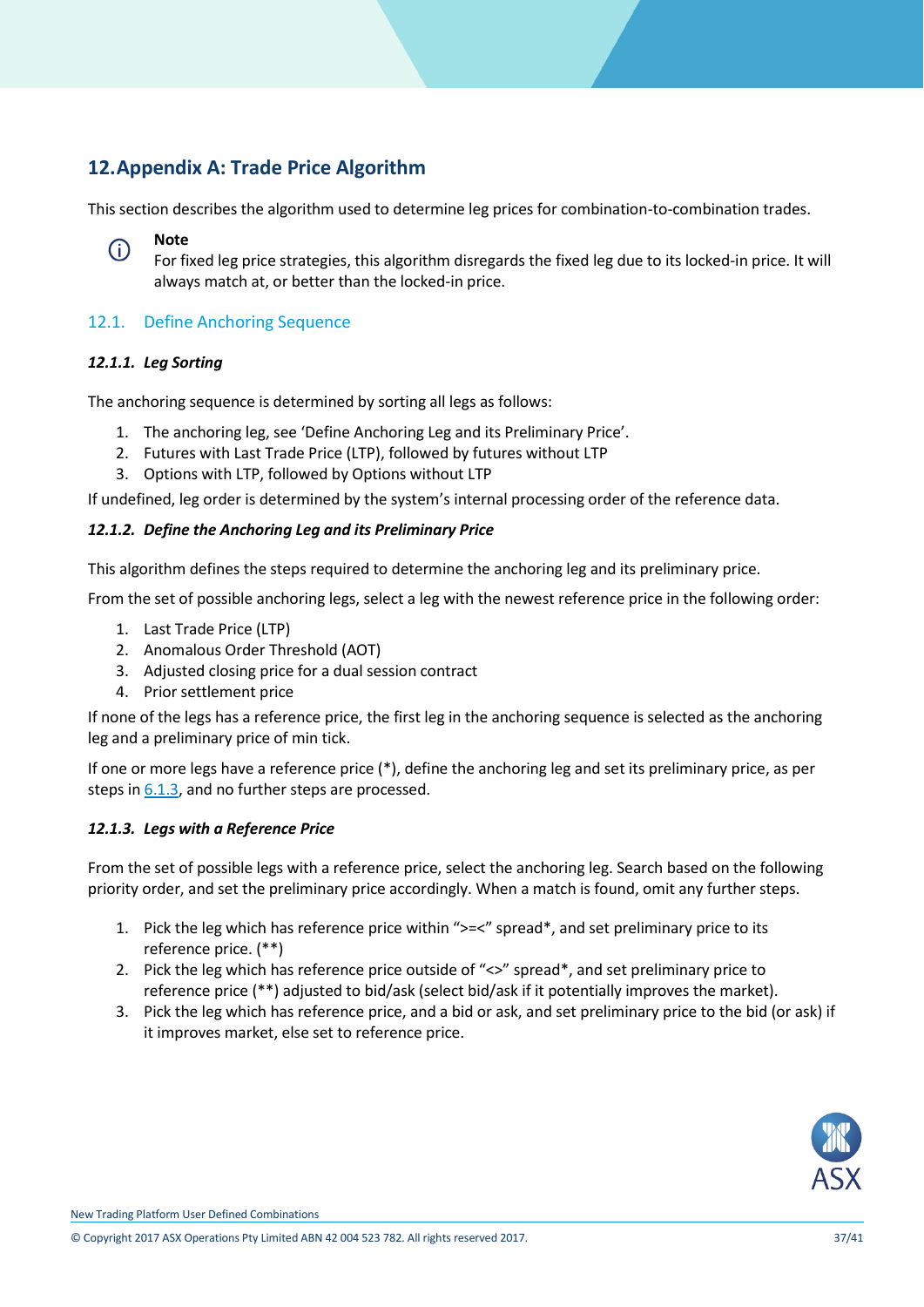# 12. Appendix A: Trade Price Algorithm

This section describes the algorithm used to determine leg prices for combination-to-combination trades.

> **Note**
> For fixed leg price strategies, this algorithm disregards the fixed leg due to its locked-in price. It will always match at, or better than the locked-in price.

## 12.1. Define Anchoring Sequence

### *12.1.1. Leg Sorting*

The anchoring sequence is determined by sorting all legs as follows:

1. The anchoring leg, see 'Define Anchoring Leg and its Preliminary Price'.
2. Futures with Last Trade Price (LTP), followed by futures without LTP
3. Options with LTP, followed by Options without LTP

If undefined, leg order is determined by the system's internal processing order of the reference data.

### *12.1.2. Define the Anchoring Leg and its Preliminary Price*

This algorithm defines the steps required to determine the anchoring leg and its preliminary price.

From the set of possible anchoring legs, select a leg with the newest reference price in the following order:

1. Last Trade Price (LTP)
2. Anomalous Order Threshold (AOT)
3. Adjusted closing price for a dual session contract
4. Prior settlement price

If none of the legs has a reference price, the first leg in the anchoring sequence is selected as the anchoring leg and a preliminary price of min tick.

If one or more legs have a reference price (*), define the anchoring leg and set its preliminary price, as per steps in 6.1.3, and no further steps are processed.

### *12.1.3. Legs with a Reference Price*

From the set of possible legs with a reference price, select the anchoring leg. Search based on the following priority order, and set the preliminary price accordingly. When a match is found, omit any further steps.

1. Pick the leg which has reference price within ">=<" spread*, and set preliminary price to its reference price. (**)
2. Pick the leg which has reference price outside of "<>" spread*, and set preliminary price to reference price (**) adjusted to bid/ask (select bid/ask if it potentially improves the market).
3. Pick the leg which has reference price, and a bid or ask, and set preliminary price to the bid (or ask) if it improves market, else set to reference price.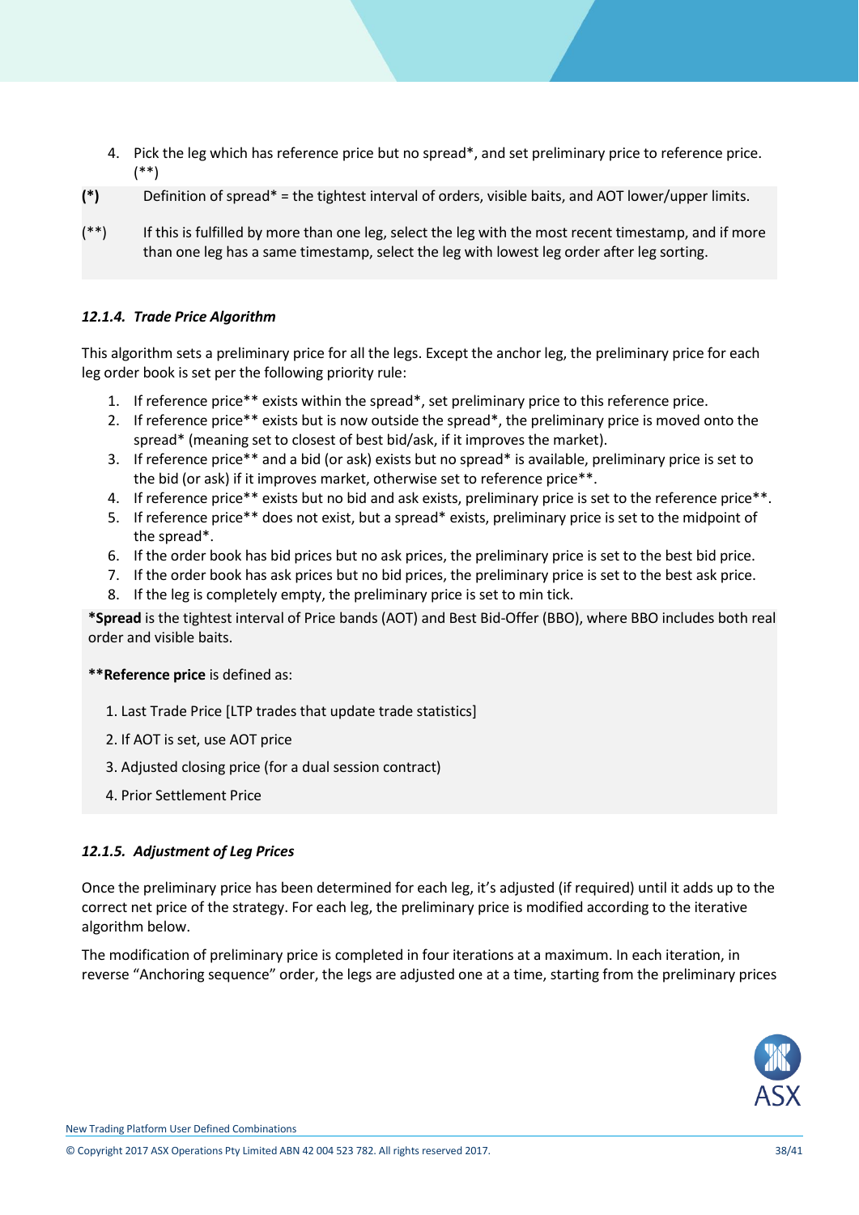4. Pick the leg which has reference price but no spread*, and set preliminary price to reference price. (**)

**(*)** Definition of spread* = the tightest interval of orders, visible baits, and AOT lower/upper limits.

(**) If this is fulfilled by more than one leg, select the leg with the most recent timestamp, and if more than one leg has a same timestamp, select the leg with lowest leg order after leg sorting.

#### *12.1.4. Trade Price Algorithm*

This algorithm sets a preliminary price for all the legs. Except the anchor leg, the preliminary price for each leg order book is set per the following priority rule:

1. If reference price** exists within the spread*, set preliminary price to this reference price.
2. If reference price** exists but is now outside the spread*, the preliminary price is moved onto the spread* (meaning set to closest of best bid/ask, if it improves the market).
3. If reference price** and a bid (or ask) exists but no spread* is available, preliminary price is set to the bid (or ask) if it improves market, otherwise set to reference price**.
4. If reference price** exists but no bid and ask exists, preliminary price is set to the reference price**.
5. If reference price** does not exist, but a spread* exists, preliminary price is set to the midpoint of the spread*.
6. If the order book has bid prices but no ask prices, the preliminary price is set to the best bid price.
7. If the order book has ask prices but no bid prices, the preliminary price is set to the best ask price.
8. If the leg is completely empty, the preliminary price is set to min tick.

***Spread** is the tightest interval of Price bands (AOT) and Best Bid-Offer (BBO), where BBO includes both real order and visible baits.

****Reference price** is defined as:

1. Last Trade Price [LTP trades that update trade statistics]
2. If AOT is set, use AOT price
3. Adjusted closing price (for a dual session contract)
4. Prior Settlement Price

#### *12.1.5. Adjustment of Leg Prices*

Once the preliminary price has been determined for each leg, it's adjusted (if required) until it adds up to the correct net price of the strategy. For each leg, the preliminary price is modified according to the iterative algorithm below.

The modification of preliminary price is completed in four iterations at a maximum. In each iteration, in reverse "Anchoring sequence" order, the legs are adjusted one at a time, starting from the preliminary prices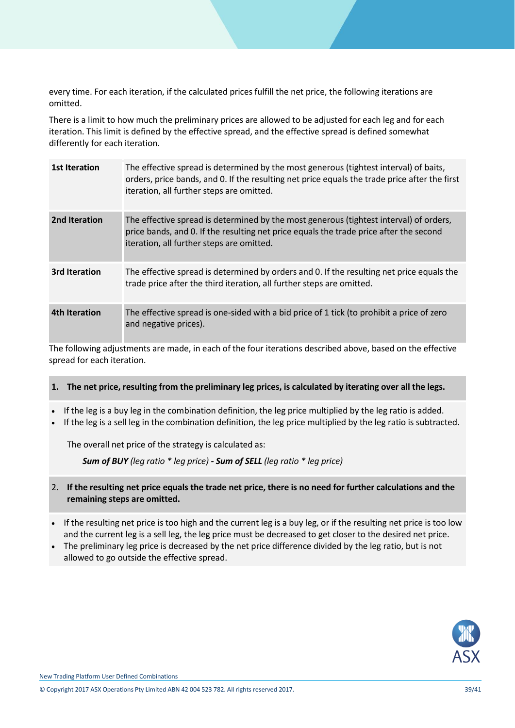every time. For each iteration, if the calculated prices fulfill the net price, the following iterations are omitted.

There is a limit to how much the preliminary prices are allowed to be adjusted for each leg and for each iteration. This limit is defined by the effective spread, and the effective spread is defined somewhat differently for each iteration.

| | |
|---|---|
| **1st Iteration** | The effective spread is determined by the most generous (tightest interval) of baits, orders, price bands, and 0. If the resulting net price equals the trade price after the first iteration, all further steps are omitted. |
| **2nd Iteration** | The effective spread is determined by the most generous (tightest interval) of orders, price bands, and 0. If the resulting net price equals the trade price after the second iteration, all further steps are omitted. |
| **3rd Iteration** | The effective spread is determined by orders and 0. If the resulting net price equals the trade price after the third iteration, all further steps are omitted. |
| **4th Iteration** | The effective spread is one-sided with a bid price of 1 tick (to prohibit a price of zero and negative prices). |

The following adjustments are made, in each of the four iterations described above, based on the effective spread for each iteration.

1. **The net price, resulting from the preliminary leg prices, is calculated by iterating over all the legs.**

- If the leg is a buy leg in the combination definition, the leg price multiplied by the leg ratio is added.
- If the leg is a sell leg in the combination definition, the leg price multiplied by the leg ratio is subtracted.

The overall net price of the strategy is calculated as:

***Sum of BUY*** *(leg ratio * leg price)* ***- Sum of SELL*** *(leg ratio * leg price)*

2. **If the resulting net price equals the trade net price, there is no need for further calculations and the remaining steps are omitted.**

- If the resulting net price is too high and the current leg is a buy leg, or if the resulting net price is too low and the current leg is a sell leg, the leg price must be decreased to get closer to the desired net price.
- The preliminary leg price is decreased by the net price difference divided by the leg ratio, but is not allowed to go outside the effective spread.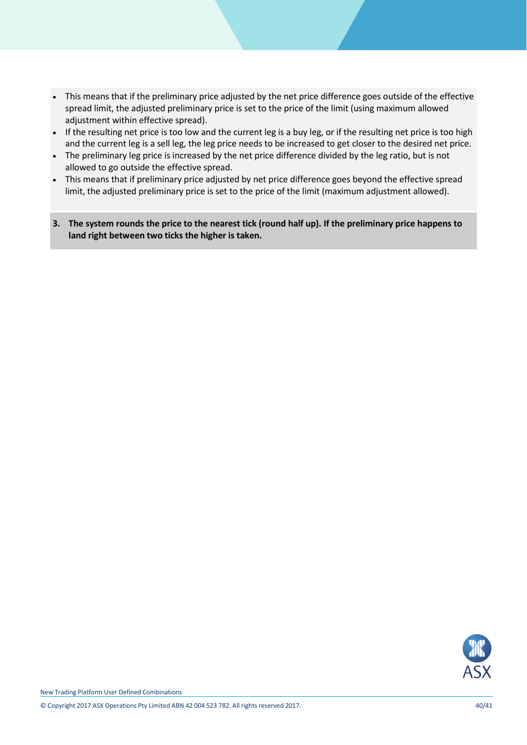- This means that if the preliminary price adjusted by the net price difference goes outside of the effective spread limit, the adjusted preliminary price is set to the price of the limit (using maximum allowed adjustment within effective spread).
- If the resulting net price is too low and the current leg is a buy leg, or if the resulting net price is too high and the current leg is a sell leg, the leg price needs to be increased to get closer to the desired net price.
- The preliminary leg price is increased by the net price difference divided by the leg ratio, but is not allowed to go outside the effective spread.
- This means that if preliminary price adjusted by net price difference goes beyond the effective spread limit, the adjusted preliminary price is set to the price of the limit (maximum adjustment allowed).

**3. The system rounds the price to the nearest tick (round half up). If the preliminary price happens to land right between two ticks the higher is taken.**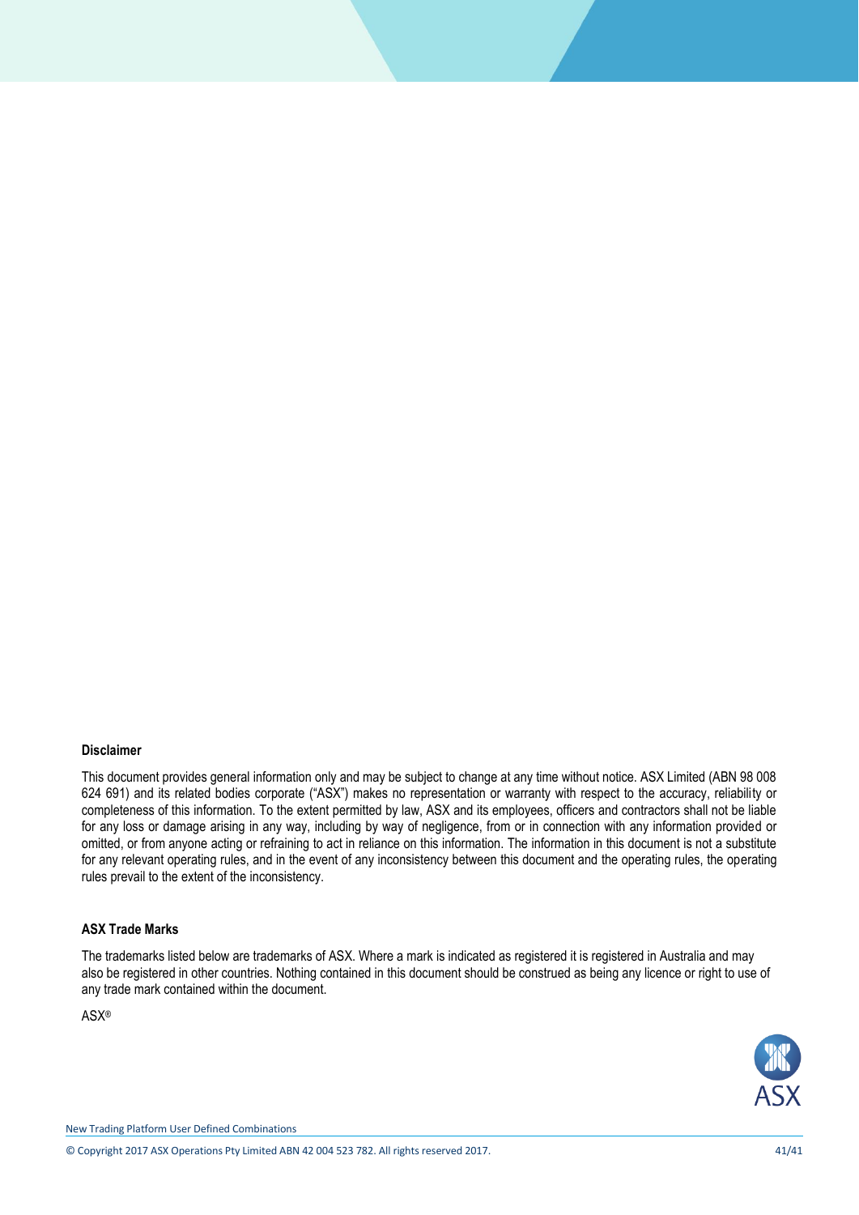**Disclaimer**

This document provides general information only and may be subject to change at any time without notice. ASX Limited (ABN 98 008 624 691) and its related bodies corporate ("ASX") makes no representation or warranty with respect to the accuracy, reliability or completeness of this information. To the extent permitted by law, ASX and its employees, officers and contractors shall not be liable for any loss or damage arising in any way, including by way of negligence, from or in connection with any information provided or omitted, or from anyone acting or refraining to act in reliance on this information. The information in this document is not a substitute for any relevant operating rules, and in the event of any inconsistency between this document and the operating rules, the operating rules prevail to the extent of the inconsistency.

**ASX Trade Marks**

The trademarks listed below are trademarks of ASX. Where a mark is indicated as registered it is registered in Australia and may also be registered in other countries. Nothing contained in this document should be construed as being any licence or right to use of any trade mark contained within the document.

ASX®